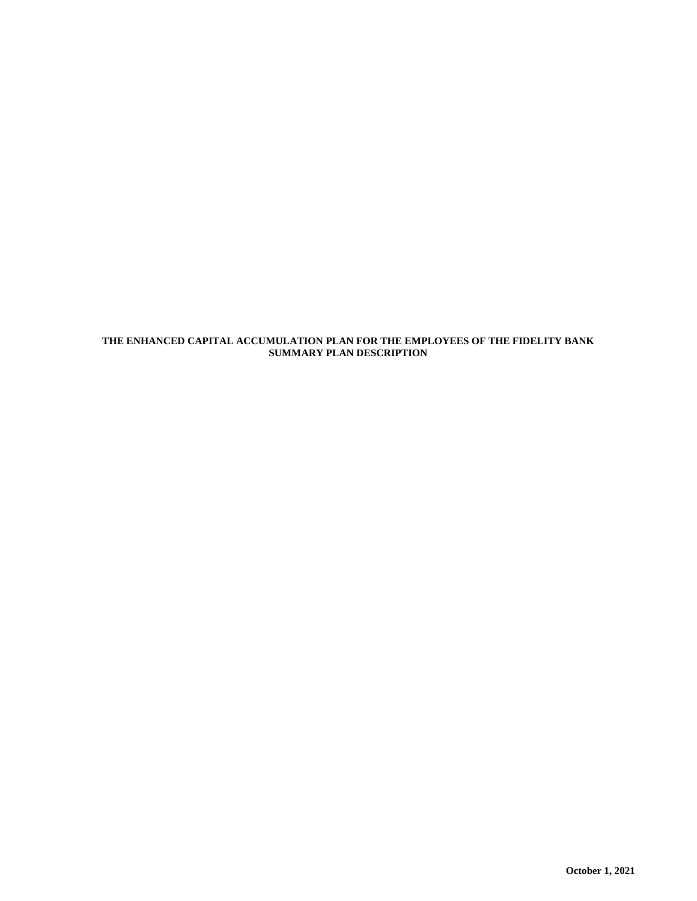# THE ENHANCED CAPITAL ACCUMULATION PLAN FOR THE EMPLOYEES OF THE FIDELITY BANK
# SUMMARY PLAN DESCRIPTION

**October 1, 2021**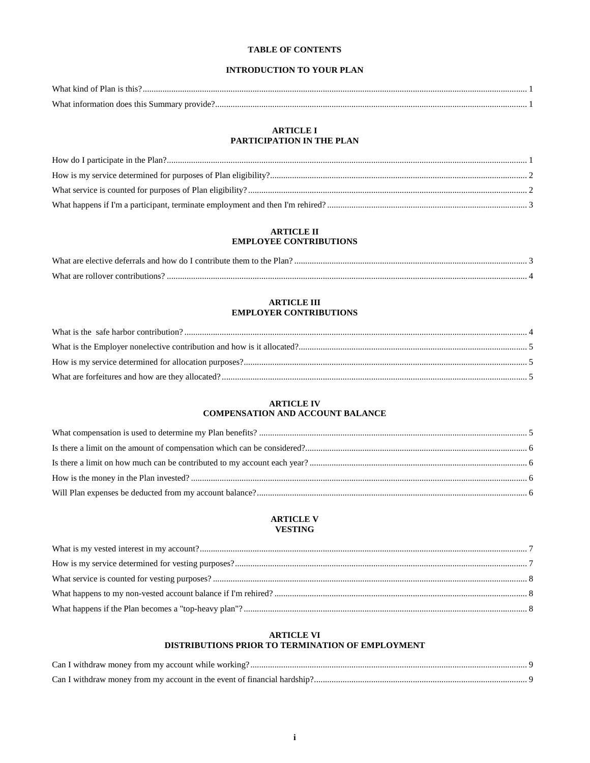# TABLE OF CONTENTS

## INTRODUCTION TO YOUR PLAN

What kind of Plan is this? .......... 1

What information does this Summary provide? .......... 1

## ARTICLE I
## PARTICIPATION IN THE PLAN

How do I participate in the Plan? .......... 1

How is my service determined for purposes of Plan eligibility? .......... 2

What service is counted for purposes of Plan eligibility? .......... 2

What happens if I'm a participant, terminate employment and then I'm rehired? .......... 3

## ARTICLE II
## EMPLOYEE CONTRIBUTIONS

What are elective deferrals and how do I contribute them to the Plan? .......... 3

What are rollover contributions? .......... 4

## ARTICLE III
## EMPLOYER CONTRIBUTIONS

What is the safe harbor contribution? .......... 4

What is the Employer nonelective contribution and how is it allocated? .......... 5

How is my service determined for allocation purposes? .......... 5

What are forfeitures and how are they allocated? .......... 5

## ARTICLE IV
## COMPENSATION AND ACCOUNT BALANCE

What compensation is used to determine my Plan benefits? .......... 5

Is there a limit on the amount of compensation which can be considered? .......... 6

Is there a limit on how much can be contributed to my account each year? .......... 6

How is the money in the Plan invested? .......... 6

Will Plan expenses be deducted from my account balance? .......... 6

## ARTICLE V
## VESTING

What is my vested interest in my account? .......... 7

How is my service determined for vesting purposes? .......... 7

What service is counted for vesting purposes? .......... 8

What happens to my non-vested account balance if I'm rehired? .......... 8

What happens if the Plan becomes a "top-heavy plan"? .......... 8

## ARTICLE VI
## DISTRIBUTIONS PRIOR TO TERMINATION OF EMPLOYMENT

Can I withdraw money from my account while working? .......... 9

Can I withdraw money from my account in the event of financial hardship? .......... 9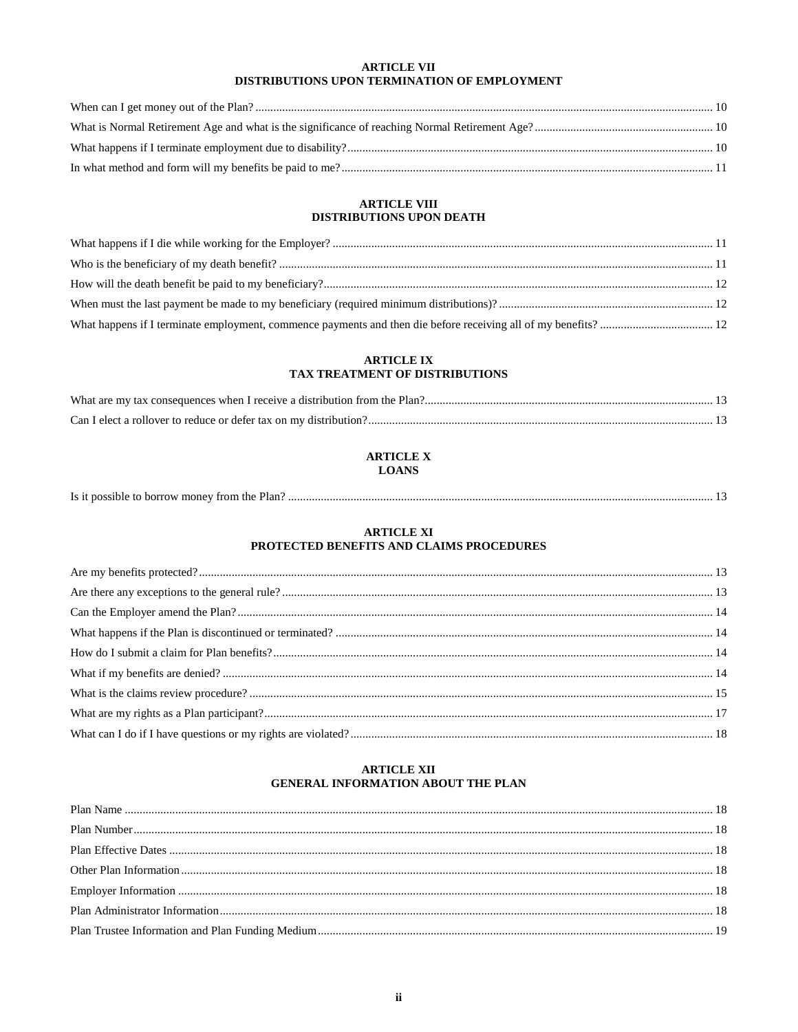## ARTICLE VII
## DISTRIBUTIONS UPON TERMINATION OF EMPLOYMENT

When can I get money out of the Plan? .......... 10
What is Normal Retirement Age and what is the significance of reaching Normal Retirement Age? .......... 10
What happens if I terminate employment due to disability? .......... 10
In what method and form will my benefits be paid to me? .......... 11

## ARTICLE VIII
## DISTRIBUTIONS UPON DEATH

What happens if I die while working for the Employer? .......... 11
Who is the beneficiary of my death benefit? .......... 11
How will the death benefit be paid to my beneficiary? .......... 12
When must the last payment be made to my beneficiary (required minimum distributions)? .......... 12
What happens if I terminate employment, commence payments and then die before receiving all of my benefits? .......... 12

## ARTICLE IX
## TAX TREATMENT OF DISTRIBUTIONS

What are my tax consequences when I receive a distribution from the Plan? .......... 13
Can I elect a rollover to reduce or defer tax on my distribution? .......... 13

## ARTICLE X
## LOANS

Is it possible to borrow money from the Plan? .......... 13

## ARTICLE XI
## PROTECTED BENEFITS AND CLAIMS PROCEDURES

Are my benefits protected? .......... 13
Are there any exceptions to the general rule? .......... 13
Can the Employer amend the Plan? .......... 14
What happens if the Plan is discontinued or terminated? .......... 14
How do I submit a claim for Plan benefits? .......... 14
What if my benefits are denied? .......... 14
What is the claims review procedure? .......... 15
What are my rights as a Plan participant? .......... 17
What can I do if I have questions or my rights are violated? .......... 18

## ARTICLE XII
## GENERAL INFORMATION ABOUT THE PLAN

Plan Name .......... 18
Plan Number .......... 18
Plan Effective Dates .......... 18
Other Plan Information .......... 18
Employer Information .......... 18
Plan Administrator Information .......... 18
Plan Trustee Information and Plan Funding Medium .......... 19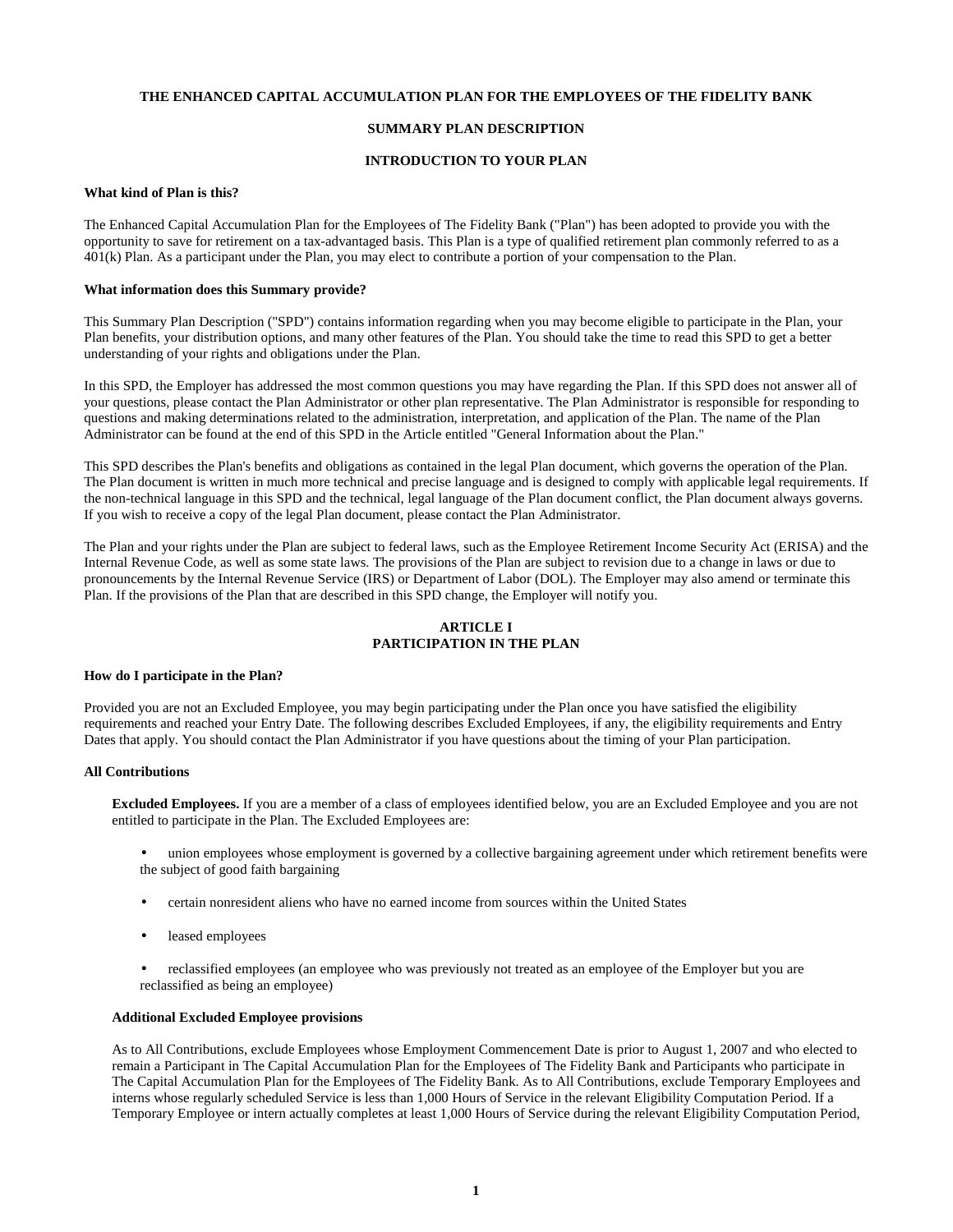**THE ENHANCED CAPITAL ACCUMULATION PLAN FOR THE EMPLOYEES OF THE FIDELITY BANK**

**SUMMARY PLAN DESCRIPTION**

**INTRODUCTION TO YOUR PLAN**

**What kind of Plan is this?**

The Enhanced Capital Accumulation Plan for the Employees of The Fidelity Bank ("Plan") has been adopted to provide you with the opportunity to save for retirement on a tax-advantaged basis. This Plan is a type of qualified retirement plan commonly referred to as a 401(k) Plan. As a participant under the Plan, you may elect to contribute a portion of your compensation to the Plan.

**What information does this Summary provide?**

This Summary Plan Description ("SPD") contains information regarding when you may become eligible to participate in the Plan, your Plan benefits, your distribution options, and many other features of the Plan. You should take the time to read this SPD to get a better understanding of your rights and obligations under the Plan.

In this SPD, the Employer has addressed the most common questions you may have regarding the Plan. If this SPD does not answer all of your questions, please contact the Plan Administrator or other plan representative. The Plan Administrator is responsible for responding to questions and making determinations related to the administration, interpretation, and application of the Plan. The name of the Plan Administrator can be found at the end of this SPD in the Article entitled "General Information about the Plan."

This SPD describes the Plan's benefits and obligations as contained in the legal Plan document, which governs the operation of the Plan. The Plan document is written in much more technical and precise language and is designed to comply with applicable legal requirements. If the non-technical language in this SPD and the technical, legal language of the Plan document conflict, the Plan document always governs. If you wish to receive a copy of the legal Plan document, please contact the Plan Administrator.

The Plan and your rights under the Plan are subject to federal laws, such as the Employee Retirement Income Security Act (ERISA) and the Internal Revenue Code, as well as some state laws. The provisions of the Plan are subject to revision due to a change in laws or due to pronouncements by the Internal Revenue Service (IRS) or Department of Labor (DOL). The Employer may also amend or terminate this Plan. If the provisions of the Plan that are described in this SPD change, the Employer will notify you.

## ARTICLE I
## PARTICIPATION IN THE PLAN

**How do I participate in the Plan?**

Provided you are not an Excluded Employee, you may begin participating under the Plan once you have satisfied the eligibility requirements and reached your Entry Date. The following describes Excluded Employees, if any, the eligibility requirements and Entry Dates that apply. You should contact the Plan Administrator if you have questions about the timing of your Plan participation.

**All Contributions**

**Excluded Employees.** If you are a member of a class of employees identified below, you are an Excluded Employee and you are not entitled to participate in the Plan. The Excluded Employees are:

- union employees whose employment is governed by a collective bargaining agreement under which retirement benefits were the subject of good faith bargaining
- certain nonresident aliens who have no earned income from sources within the United States
- leased employees
- reclassified employees (an employee who was previously not treated as an employee of the Employer but you are reclassified as being an employee)

**Additional Excluded Employee provisions**

As to All Contributions, exclude Employees whose Employment Commencement Date is prior to August 1, 2007 and who elected to remain a Participant in The Capital Accumulation Plan for the Employees of The Fidelity Bank and Participants who participate in The Capital Accumulation Plan for the Employees of The Fidelity Bank. As to All Contributions, exclude Temporary Employees and interns whose regularly scheduled Service is less than 1,000 Hours of Service in the relevant Eligibility Computation Period. If a Temporary Employee or intern actually completes at least 1,000 Hours of Service during the relevant Eligibility Computation Period,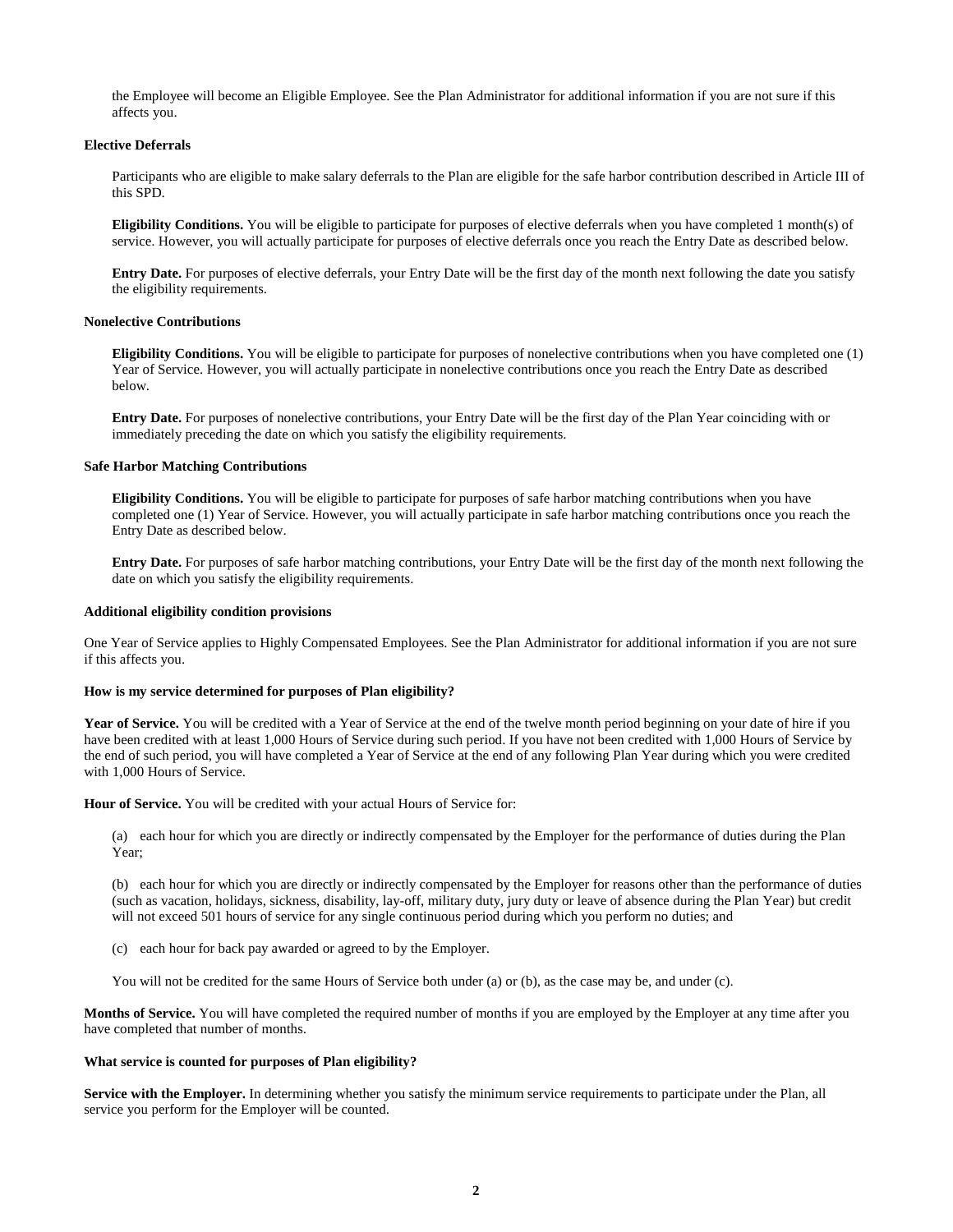the Employee will become an Eligible Employee. See the Plan Administrator for additional information if you are not sure if this affects you.

**Elective Deferrals**

Participants who are eligible to make salary deferrals to the Plan are eligible for the safe harbor contribution described in Article III of this SPD.

**Eligibility Conditions.** You will be eligible to participate for purposes of elective deferrals when you have completed 1 month(s) of service. However, you will actually participate for purposes of elective deferrals once you reach the Entry Date as described below.

**Entry Date.** For purposes of elective deferrals, your Entry Date will be the first day of the month next following the date you satisfy the eligibility requirements.

**Nonelective Contributions**

**Eligibility Conditions.** You will be eligible to participate for purposes of nonelective contributions when you have completed one (1) Year of Service. However, you will actually participate in nonelective contributions once you reach the Entry Date as described below.

**Entry Date.** For purposes of nonelective contributions, your Entry Date will be the first day of the Plan Year coinciding with or immediately preceding the date on which you satisfy the eligibility requirements.

**Safe Harbor Matching Contributions**

**Eligibility Conditions.** You will be eligible to participate for purposes of safe harbor matching contributions when you have completed one (1) Year of Service. However, you will actually participate in safe harbor matching contributions once you reach the Entry Date as described below.

**Entry Date.** For purposes of safe harbor matching contributions, your Entry Date will be the first day of the month next following the date on which you satisfy the eligibility requirements.

**Additional eligibility condition provisions**

One Year of Service applies to Highly Compensated Employees. See the Plan Administrator for additional information if you are not sure if this affects you.

**How is my service determined for purposes of Plan eligibility?**

**Year of Service.** You will be credited with a Year of Service at the end of the twelve month period beginning on your date of hire if you have been credited with at least 1,000 Hours of Service during such period. If you have not been credited with 1,000 Hours of Service by the end of such period, you will have completed a Year of Service at the end of any following Plan Year during which you were credited with 1,000 Hours of Service.

**Hour of Service.** You will be credited with your actual Hours of Service for:

(a) each hour for which you are directly or indirectly compensated by the Employer for the performance of duties during the Plan Year;

(b) each hour for which you are directly or indirectly compensated by the Employer for reasons other than the performance of duties (such as vacation, holidays, sickness, disability, lay-off, military duty, jury duty or leave of absence during the Plan Year) but credit will not exceed 501 hours of service for any single continuous period during which you perform no duties; and

(c) each hour for back pay awarded or agreed to by the Employer.

You will not be credited for the same Hours of Service both under (a) or (b), as the case may be, and under (c).

**Months of Service.** You will have completed the required number of months if you are employed by the Employer at any time after you have completed that number of months.

**What service is counted for purposes of Plan eligibility?**

**Service with the Employer.** In determining whether you satisfy the minimum service requirements to participate under the Plan, all service you perform for the Employer will be counted.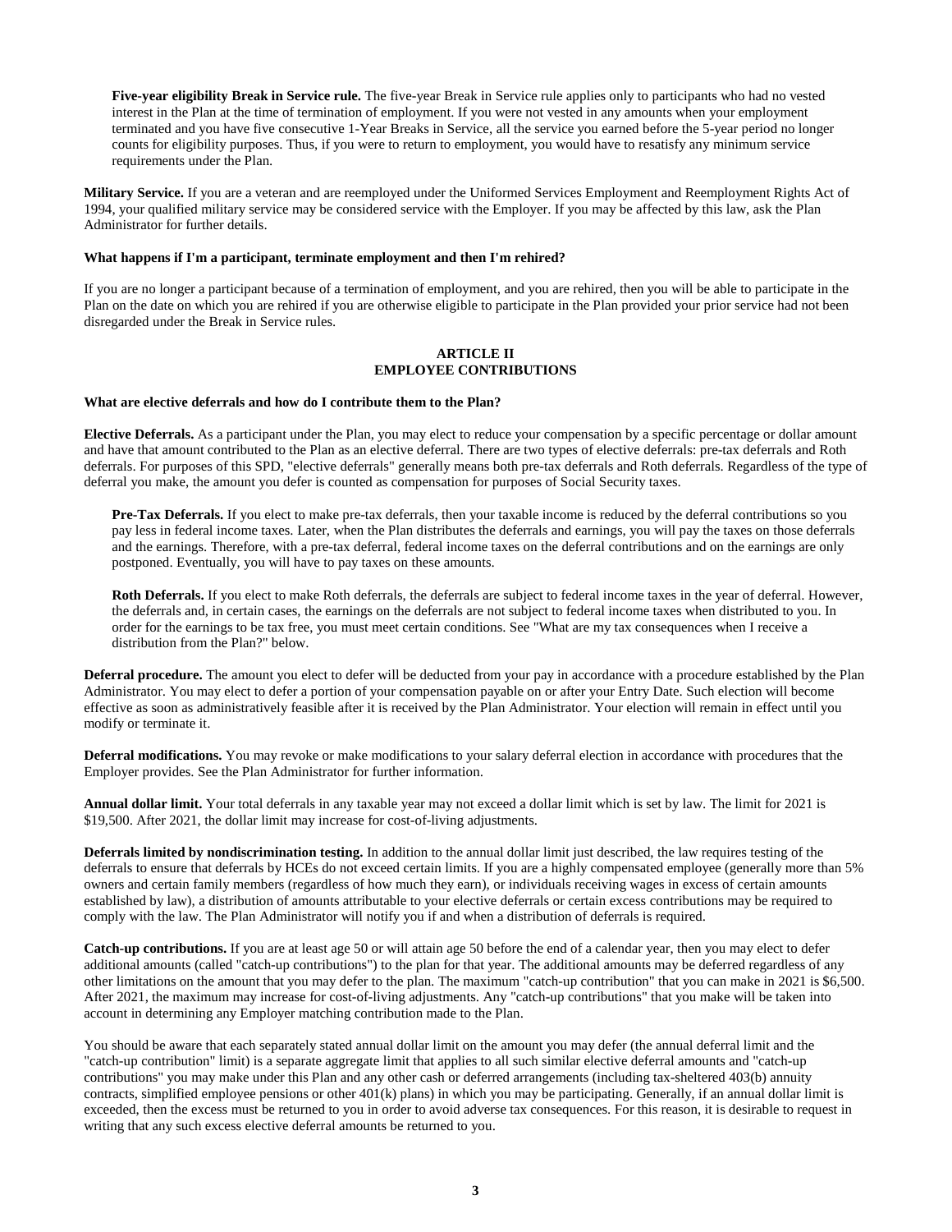**Five-year eligibility Break in Service rule.** The five-year Break in Service rule applies only to participants who had no vested interest in the Plan at the time of termination of employment. If you were not vested in any amounts when your employment terminated and you have five consecutive 1-Year Breaks in Service, all the service you earned before the 5-year period no longer counts for eligibility purposes. Thus, if you were to return to employment, you would have to resatisfy any minimum service requirements under the Plan.

**Military Service.** If you are a veteran and are reemployed under the Uniformed Services Employment and Reemployment Rights Act of 1994, your qualified military service may be considered service with the Employer. If you may be affected by this law, ask the Plan Administrator for further details.

**What happens if I'm a participant, terminate employment and then I'm rehired?**

If you are no longer a participant because of a termination of employment, and you are rehired, then you will be able to participate in the Plan on the date on which you are rehired if you are otherwise eligible to participate in the Plan provided your prior service had not been disregarded under the Break in Service rules.

## ARTICLE II
## EMPLOYEE CONTRIBUTIONS

**What are elective deferrals and how do I contribute them to the Plan?**

**Elective Deferrals.** As a participant under the Plan, you may elect to reduce your compensation by a specific percentage or dollar amount and have that amount contributed to the Plan as an elective deferral. There are two types of elective deferrals: pre-tax deferrals and Roth deferrals. For purposes of this SPD, "elective deferrals" generally means both pre-tax deferrals and Roth deferrals. Regardless of the type of deferral you make, the amount you defer is counted as compensation for purposes of Social Security taxes.

**Pre-Tax Deferrals.** If you elect to make pre-tax deferrals, then your taxable income is reduced by the deferral contributions so you pay less in federal income taxes. Later, when the Plan distributes the deferrals and earnings, you will pay the taxes on those deferrals and the earnings. Therefore, with a pre-tax deferral, federal income taxes on the deferral contributions and on the earnings are only postponed. Eventually, you will have to pay taxes on these amounts.

**Roth Deferrals.** If you elect to make Roth deferrals, the deferrals are subject to federal income taxes in the year of deferral. However, the deferrals and, in certain cases, the earnings on the deferrals are not subject to federal income taxes when distributed to you. In order for the earnings to be tax free, you must meet certain conditions. See "What are my tax consequences when I receive a distribution from the Plan?" below.

**Deferral procedure.** The amount you elect to defer will be deducted from your pay in accordance with a procedure established by the Plan Administrator. You may elect to defer a portion of your compensation payable on or after your Entry Date. Such election will become effective as soon as administratively feasible after it is received by the Plan Administrator. Your election will remain in effect until you modify or terminate it.

**Deferral modifications.** You may revoke or make modifications to your salary deferral election in accordance with procedures that the Employer provides. See the Plan Administrator for further information.

**Annual dollar limit.** Your total deferrals in any taxable year may not exceed a dollar limit which is set by law. The limit for 2021 is $19,500. After 2021, the dollar limit may increase for cost-of-living adjustments.

**Deferrals limited by nondiscrimination testing.** In addition to the annual dollar limit just described, the law requires testing of the deferrals to ensure that deferrals by HCEs do not exceed certain limits. If you are a highly compensated employee (generally more than 5% owners and certain family members (regardless of how much they earn), or individuals receiving wages in excess of certain amounts established by law), a distribution of amounts attributable to your elective deferrals or certain excess contributions may be required to comply with the law. The Plan Administrator will notify you if and when a distribution of deferrals is required.

**Catch-up contributions.** If you are at least age 50 or will attain age 50 before the end of a calendar year, then you may elect to defer additional amounts (called "catch-up contributions") to the plan for that year. The additional amounts may be deferred regardless of any other limitations on the amount that you may defer to the plan. The maximum "catch-up contribution" that you can make in 2021 is $6,500. After 2021, the maximum may increase for cost-of-living adjustments. Any "catch-up contributions" that you make will be taken into account in determining any Employer matching contribution made to the Plan.

You should be aware that each separately stated annual dollar limit on the amount you may defer (the annual deferral limit and the "catch-up contribution" limit) is a separate aggregate limit that applies to all such similar elective deferral amounts and "catch-up contributions" you may make under this Plan and any other cash or deferred arrangements (including tax-sheltered 403(b) annuity contracts, simplified employee pensions or other 401(k) plans) in which you may be participating. Generally, if an annual dollar limit is exceeded, then the excess must be returned to you in order to avoid adverse tax consequences. For this reason, it is desirable to request in writing that any such excess elective deferral amounts be returned to you.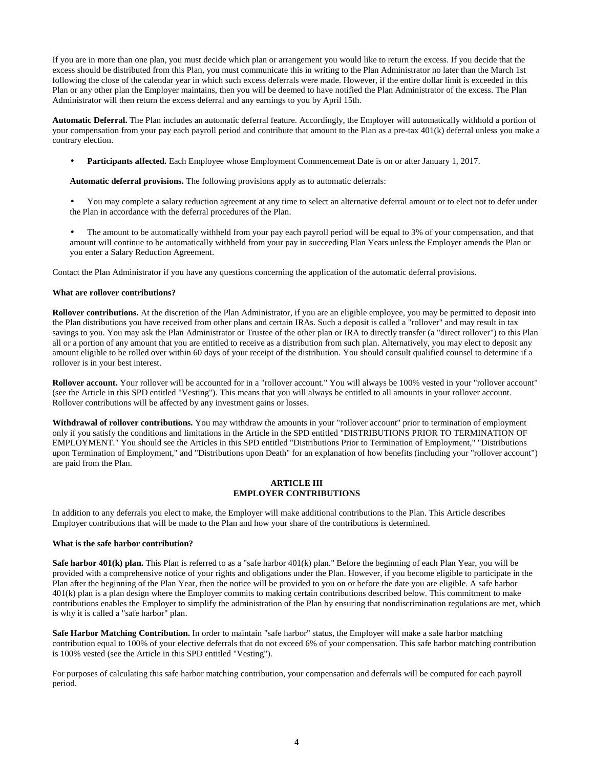If you are in more than one plan, you must decide which plan or arrangement you would like to return the excess. If you decide that the excess should be distributed from this Plan, you must communicate this in writing to the Plan Administrator no later than the March 1st following the close of the calendar year in which such excess deferrals were made. However, if the entire dollar limit is exceeded in this Plan or any other plan the Employer maintains, then you will be deemed to have notified the Plan Administrator of the excess. The Plan Administrator will then return the excess deferral and any earnings to you by April 15th.

**Automatic Deferral.** The Plan includes an automatic deferral feature. Accordingly, the Employer will automatically withhold a portion of your compensation from your pay each payroll period and contribute that amount to the Plan as a pre-tax 401(k) deferral unless you make a contrary election.

- **Participants affected.** Each Employee whose Employment Commencement Date is on or after January 1, 2017.

**Automatic deferral provisions.** The following provisions apply as to automatic deferrals:

- You may complete a salary reduction agreement at any time to select an alternative deferral amount or to elect not to defer under the Plan in accordance with the deferral procedures of the Plan.
- The amount to be automatically withheld from your pay each payroll period will be equal to 3% of your compensation, and that amount will continue to be automatically withheld from your pay in succeeding Plan Years unless the Employer amends the Plan or you enter a Salary Reduction Agreement.

Contact the Plan Administrator if you have any questions concerning the application of the automatic deferral provisions.

**What are rollover contributions?**

**Rollover contributions.** At the discretion of the Plan Administrator, if you are an eligible employee, you may be permitted to deposit into the Plan distributions you have received from other plans and certain IRAs. Such a deposit is called a "rollover" and may result in tax savings to you. You may ask the Plan Administrator or Trustee of the other plan or IRA to directly transfer (a "direct rollover") to this Plan all or a portion of any amount that you are entitled to receive as a distribution from such plan. Alternatively, you may elect to deposit any amount eligible to be rolled over within 60 days of your receipt of the distribution. You should consult qualified counsel to determine if a rollover is in your best interest.

**Rollover account.** Your rollover will be accounted for in a "rollover account." You will always be 100% vested in your "rollover account" (see the Article in this SPD entitled "Vesting"). This means that you will always be entitled to all amounts in your rollover account. Rollover contributions will be affected by any investment gains or losses.

**Withdrawal of rollover contributions.** You may withdraw the amounts in your "rollover account" prior to termination of employment only if you satisfy the conditions and limitations in the Article in the SPD entitled "DISTRIBUTIONS PRIOR TO TERMINATION OF EMPLOYMENT." You should see the Articles in this SPD entitled "Distributions Prior to Termination of Employment," "Distributions upon Termination of Employment," and "Distributions upon Death" for an explanation of how benefits (including your "rollover account") are paid from the Plan.

## ARTICLE III
## EMPLOYER CONTRIBUTIONS

In addition to any deferrals you elect to make, the Employer will make additional contributions to the Plan. This Article describes Employer contributions that will be made to the Plan and how your share of the contributions is determined.

**What is the safe harbor contribution?**

**Safe harbor 401(k) plan.** This Plan is referred to as a "safe harbor 401(k) plan." Before the beginning of each Plan Year, you will be provided with a comprehensive notice of your rights and obligations under the Plan. However, if you become eligible to participate in the Plan after the beginning of the Plan Year, then the notice will be provided to you on or before the date you are eligible. A safe harbor 401(k) plan is a plan design where the Employer commits to making certain contributions described below. This commitment to make contributions enables the Employer to simplify the administration of the Plan by ensuring that nondiscrimination regulations are met, which is why it is called a "safe harbor" plan.

**Safe Harbor Matching Contribution.** In order to maintain "safe harbor" status, the Employer will make a safe harbor matching contribution equal to 100% of your elective deferrals that do not exceed 6% of your compensation. This safe harbor matching contribution is 100% vested (see the Article in this SPD entitled "Vesting").

For purposes of calculating this safe harbor matching contribution, your compensation and deferrals will be computed for each payroll period.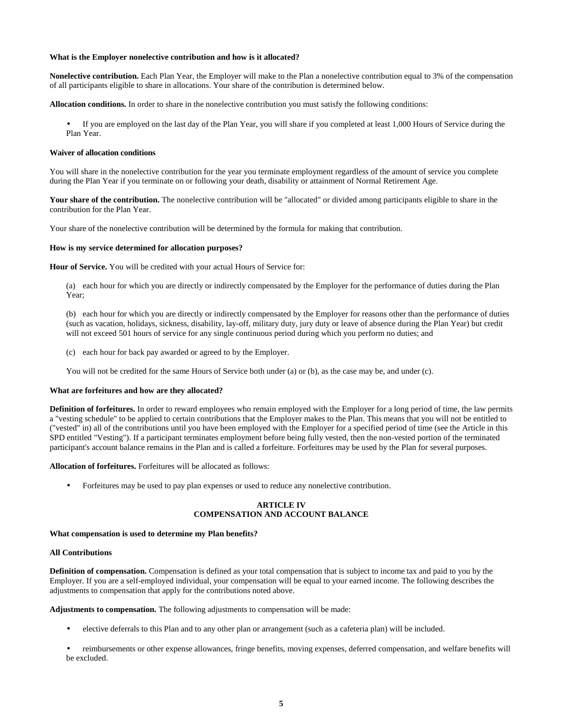**What is the Employer nonelective contribution and how is it allocated?**

**Nonelective contribution.** Each Plan Year, the Employer will make to the Plan a nonelective contribution equal to 3% of the compensation of all participants eligible to share in allocations. Your share of the contribution is determined below.

**Allocation conditions.** In order to share in the nonelective contribution you must satisfy the following conditions:

- If you are employed on the last day of the Plan Year, you will share if you completed at least 1,000 Hours of Service during the Plan Year.

**Waiver of allocation conditions**

You will share in the nonelective contribution for the year you terminate employment regardless of the amount of service you complete during the Plan Year if you terminate on or following your death, disability or attainment of Normal Retirement Age.

**Your share of the contribution.** The nonelective contribution will be "allocated" or divided among participants eligible to share in the contribution for the Plan Year.

Your share of the nonelective contribution will be determined by the formula for making that contribution.

**How is my service determined for allocation purposes?**

**Hour of Service.** You will be credited with your actual Hours of Service for:

(a) each hour for which you are directly or indirectly compensated by the Employer for the performance of duties during the Plan Year;

(b) each hour for which you are directly or indirectly compensated by the Employer for reasons other than the performance of duties (such as vacation, holidays, sickness, disability, lay-off, military duty, jury duty or leave of absence during the Plan Year) but credit will not exceed 501 hours of service for any single continuous period during which you perform no duties; and

(c) each hour for back pay awarded or agreed to by the Employer.

You will not be credited for the same Hours of Service both under (a) or (b), as the case may be, and under (c).

**What are forfeitures and how are they allocated?**

**Definition of forfeitures.** In order to reward employees who remain employed with the Employer for a long period of time, the law permits a "vesting schedule" to be applied to certain contributions that the Employer makes to the Plan. This means that you will not be entitled to ("vested" in) all of the contributions until you have been employed with the Employer for a specified period of time (see the Article in this SPD entitled "Vesting"). If a participant terminates employment before being fully vested, then the non-vested portion of the terminated participant's account balance remains in the Plan and is called a forfeiture. Forfeitures may be used by the Plan for several purposes.

**Allocation of forfeitures.** Forfeitures will be allocated as follows:

- Forfeitures may be used to pay plan expenses or used to reduce any nonelective contribution.

## ARTICLE IV
## COMPENSATION AND ACCOUNT BALANCE

**What compensation is used to determine my Plan benefits?**

**All Contributions**

**Definition of compensation.** Compensation is defined as your total compensation that is subject to income tax and paid to you by the Employer. If you are a self-employed individual, your compensation will be equal to your earned income. The following describes the adjustments to compensation that apply for the contributions noted above.

**Adjustments to compensation.** The following adjustments to compensation will be made:

- elective deferrals to this Plan and to any other plan or arrangement (such as a cafeteria plan) will be included.
- reimbursements or other expense allowances, fringe benefits, moving expenses, deferred compensation, and welfare benefits will be excluded.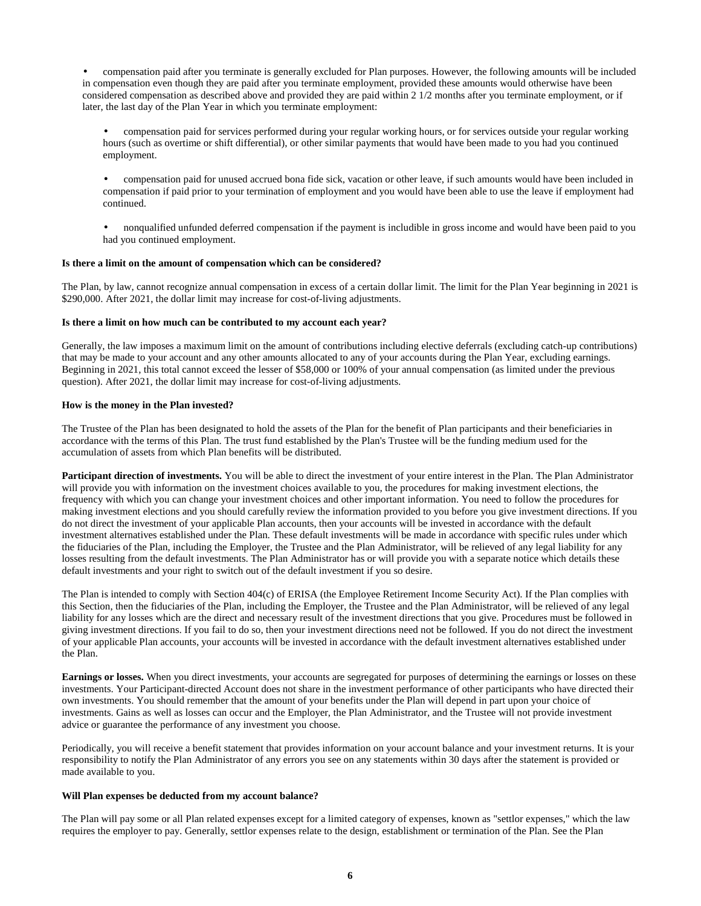- compensation paid after you terminate is generally excluded for Plan purposes. However, the following amounts will be included in compensation even though they are paid after you terminate employment, provided these amounts would otherwise have been considered compensation as described above and provided they are paid within 2 1/2 months after you terminate employment, or if later, the last day of the Plan Year in which you terminate employment:

  - compensation paid for services performed during your regular working hours, or for services outside your regular working hours (such as overtime or shift differential), or other similar payments that would have been made to you had you continued employment.

  - compensation paid for unused accrued bona fide sick, vacation or other leave, if such amounts would have been included in compensation if paid prior to your termination of employment and you would have been able to use the leave if employment had continued.

  - nonqualified unfunded deferred compensation if the payment is includible in gross income and would have been paid to you had you continued employment.

**Is there a limit on the amount of compensation which can be considered?**

The Plan, by law, cannot recognize annual compensation in excess of a certain dollar limit. The limit for the Plan Year beginning in 2021 is $290,000. After 2021, the dollar limit may increase for cost-of-living adjustments.

**Is there a limit on how much can be contributed to my account each year?**

Generally, the law imposes a maximum limit on the amount of contributions including elective deferrals (excluding catch-up contributions) that may be made to your account and any other amounts allocated to any of your accounts during the Plan Year, excluding earnings. Beginning in 2021, this total cannot exceed the lesser of $58,000 or 100% of your annual compensation (as limited under the previous question). After 2021, the dollar limit may increase for cost-of-living adjustments.

**How is the money in the Plan invested?**

The Trustee of the Plan has been designated to hold the assets of the Plan for the benefit of Plan participants and their beneficiaries in accordance with the terms of this Plan. The trust fund established by the Plan's Trustee will be the funding medium used for the accumulation of assets from which Plan benefits will be distributed.

**Participant direction of investments.** You will be able to direct the investment of your entire interest in the Plan. The Plan Administrator will provide you with information on the investment choices available to you, the procedures for making investment elections, the frequency with which you can change your investment choices and other important information. You need to follow the procedures for making investment elections and you should carefully review the information provided to you before you give investment directions. If you do not direct the investment of your applicable Plan accounts, then your accounts will be invested in accordance with the default investment alternatives established under the Plan. These default investments will be made in accordance with specific rules under which the fiduciaries of the Plan, including the Employer, the Trustee and the Plan Administrator, will be relieved of any legal liability for any losses resulting from the default investments. The Plan Administrator has or will provide you with a separate notice which details these default investments and your right to switch out of the default investment if you so desire.

The Plan is intended to comply with Section 404(c) of ERISA (the Employee Retirement Income Security Act). If the Plan complies with this Section, then the fiduciaries of the Plan, including the Employer, the Trustee and the Plan Administrator, will be relieved of any legal liability for any losses which are the direct and necessary result of the investment directions that you give. Procedures must be followed in giving investment directions. If you fail to do so, then your investment directions need not be followed. If you do not direct the investment of your applicable Plan accounts, your accounts will be invested in accordance with the default investment alternatives established under the Plan.

**Earnings or losses.** When you direct investments, your accounts are segregated for purposes of determining the earnings or losses on these investments. Your Participant-directed Account does not share in the investment performance of other participants who have directed their own investments. You should remember that the amount of your benefits under the Plan will depend in part upon your choice of investments. Gains as well as losses can occur and the Employer, the Plan Administrator, and the Trustee will not provide investment advice or guarantee the performance of any investment you choose.

Periodically, you will receive a benefit statement that provides information on your account balance and your investment returns. It is your responsibility to notify the Plan Administrator of any errors you see on any statements within 30 days after the statement is provided or made available to you.

**Will Plan expenses be deducted from my account balance?**

The Plan will pay some or all Plan related expenses except for a limited category of expenses, known as "settlor expenses," which the law requires the employer to pay. Generally, settlor expenses relate to the design, establishment or termination of the Plan. See the Plan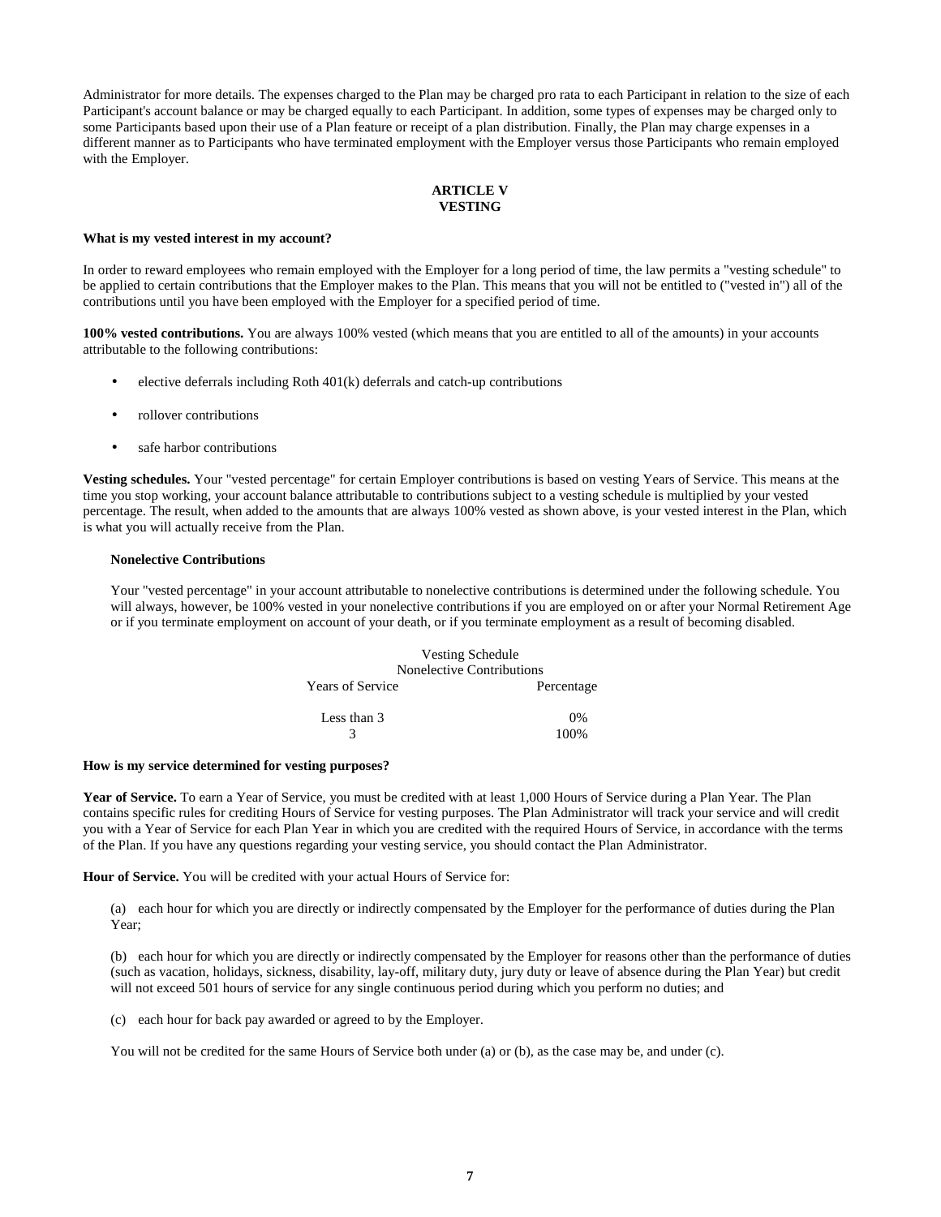Administrator for more details. The expenses charged to the Plan may be charged pro rata to each Participant in relation to the size of each Participant's account balance or may be charged equally to each Participant. In addition, some types of expenses may be charged only to some Participants based upon their use of a Plan feature or receipt of a plan distribution. Finally, the Plan may charge expenses in a different manner as to Participants who have terminated employment with the Employer versus those Participants who remain employed with the Employer.

## ARTICLE V
## VESTING

**What is my vested interest in my account?**

In order to reward employees who remain employed with the Employer for a long period of time, the law permits a "vesting schedule" to be applied to certain contributions that the Employer makes to the Plan. This means that you will not be entitled to ("vested in") all of the contributions until you have been employed with the Employer for a specified period of time.

**100% vested contributions.** You are always 100% vested (which means that you are entitled to all of the amounts) in your accounts attributable to the following contributions:

- elective deferrals including Roth 401(k) deferrals and catch-up contributions
- rollover contributions
- safe harbor contributions

**Vesting schedules.** Your "vested percentage" for certain Employer contributions is based on vesting Years of Service. This means at the time you stop working, your account balance attributable to contributions subject to a vesting schedule is multiplied by your vested percentage. The result, when added to the amounts that are always 100% vested as shown above, is your vested interest in the Plan, which is what you will actually receive from the Plan.

**Nonelective Contributions**

Your "vested percentage" in your account attributable to nonelective contributions is determined under the following schedule. You will always, however, be 100% vested in your nonelective contributions if you are employed on or after your Normal Retirement Age or if you terminate employment on account of your death, or if you terminate employment as a result of becoming disabled.

Vesting Schedule
Nonelective Contributions

| Years of Service | Percentage |
|---|---|
| Less than 3 | 0% |
| 3 | 100% |

**How is my service determined for vesting purposes?**

**Year of Service.** To earn a Year of Service, you must be credited with at least 1,000 Hours of Service during a Plan Year. The Plan contains specific rules for crediting Hours of Service for vesting purposes. The Plan Administrator will track your service and will credit you with a Year of Service for each Plan Year in which you are credited with the required Hours of Service, in accordance with the terms of the Plan. If you have any questions regarding your vesting service, you should contact the Plan Administrator.

**Hour of Service.** You will be credited with your actual Hours of Service for:

(a) each hour for which you are directly or indirectly compensated by the Employer for the performance of duties during the Plan Year;

(b) each hour for which you are directly or indirectly compensated by the Employer for reasons other than the performance of duties (such as vacation, holidays, sickness, disability, lay-off, military duty, jury duty or leave of absence during the Plan Year) but credit will not exceed 501 hours of service for any single continuous period during which you perform no duties; and

(c) each hour for back pay awarded or agreed to by the Employer.

You will not be credited for the same Hours of Service both under (a) or (b), as the case may be, and under (c).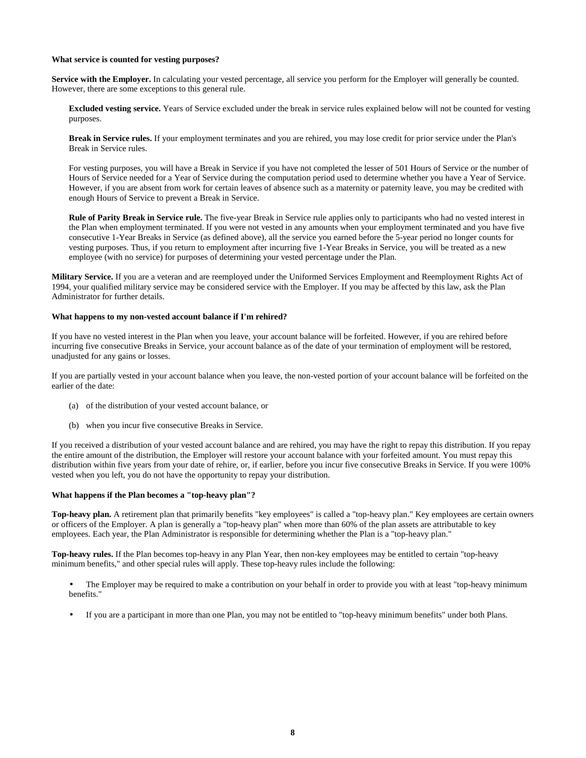**What service is counted for vesting purposes?**

**Service with the Employer.** In calculating your vested percentage, all service you perform for the Employer will generally be counted. However, there are some exceptions to this general rule.

**Excluded vesting service.** Years of Service excluded under the break in service rules explained below will not be counted for vesting purposes.

**Break in Service rules.** If your employment terminates and you are rehired, you may lose credit for prior service under the Plan's Break in Service rules.

For vesting purposes, you will have a Break in Service if you have not completed the lesser of 501 Hours of Service or the number of Hours of Service needed for a Year of Service during the computation period used to determine whether you have a Year of Service. However, if you are absent from work for certain leaves of absence such as a maternity or paternity leave, you may be credited with enough Hours of Service to prevent a Break in Service.

**Rule of Parity Break in Service rule.** The five-year Break in Service rule applies only to participants who had no vested interest in the Plan when employment terminated. If you were not vested in any amounts when your employment terminated and you have five consecutive 1-Year Breaks in Service (as defined above), all the service you earned before the 5-year period no longer counts for vesting purposes. Thus, if you return to employment after incurring five 1-Year Breaks in Service, you will be treated as a new employee (with no service) for purposes of determining your vested percentage under the Plan.

**Military Service.** If you are a veteran and are reemployed under the Uniformed Services Employment and Reemployment Rights Act of 1994, your qualified military service may be considered service with the Employer. If you may be affected by this law, ask the Plan Administrator for further details.

**What happens to my non-vested account balance if I'm rehired?**

If you have no vested interest in the Plan when you leave, your account balance will be forfeited. However, if you are rehired before incurring five consecutive Breaks in Service, your account balance as of the date of your termination of employment will be restored, unadjusted for any gains or losses.

If you are partially vested in your account balance when you leave, the non-vested portion of your account balance will be forfeited on the earlier of the date:

(a) of the distribution of your vested account balance, or

(b) when you incur five consecutive Breaks in Service.

If you received a distribution of your vested account balance and are rehired, you may have the right to repay this distribution. If you repay the entire amount of the distribution, the Employer will restore your account balance with your forfeited amount. You must repay this distribution within five years from your date of rehire, or, if earlier, before you incur five consecutive Breaks in Service. If you were 100% vested when you left, you do not have the opportunity to repay your distribution.

**What happens if the Plan becomes a "top-heavy plan"?**

**Top-heavy plan.** A retirement plan that primarily benefits "key employees" is called a "top-heavy plan." Key employees are certain owners or officers of the Employer. A plan is generally a "top-heavy plan" when more than 60% of the plan assets are attributable to key employees. Each year, the Plan Administrator is responsible for determining whether the Plan is a "top-heavy plan."

**Top-heavy rules.** If the Plan becomes top-heavy in any Plan Year, then non-key employees may be entitled to certain "top-heavy minimum benefits," and other special rules will apply. These top-heavy rules include the following:

- The Employer may be required to make a contribution on your behalf in order to provide you with at least "top-heavy minimum benefits."
- If you are a participant in more than one Plan, you may not be entitled to "top-heavy minimum benefits" under both Plans.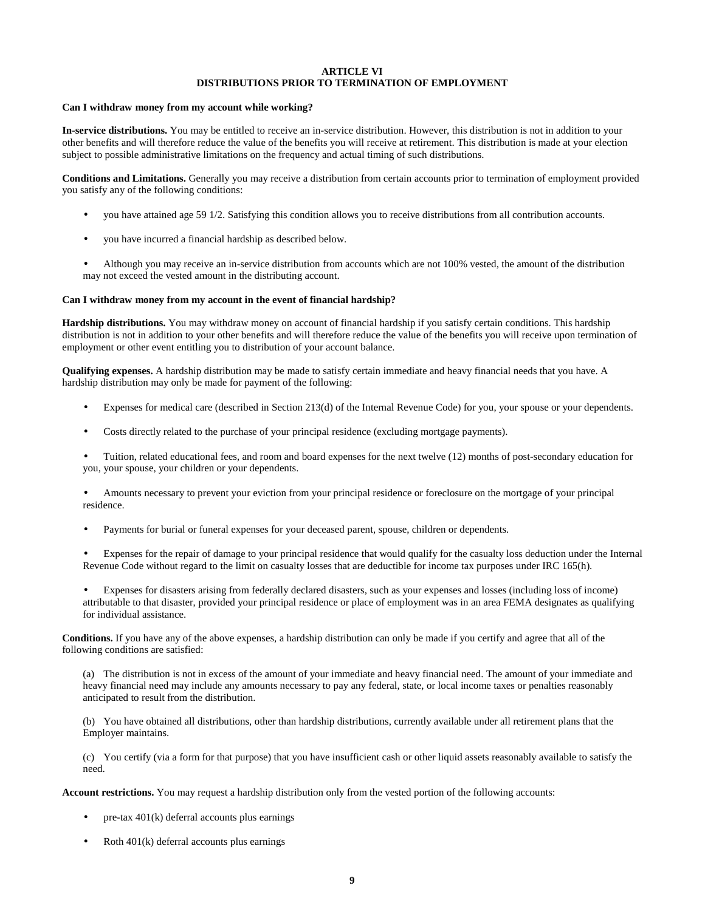# ARTICLE VI
# DISTRIBUTIONS PRIOR TO TERMINATION OF EMPLOYMENT

**Can I withdraw money from my account while working?**

**In-service distributions.** You may be entitled to receive an in-service distribution. However, this distribution is not in addition to your other benefits and will therefore reduce the value of the benefits you will receive at retirement. This distribution is made at your election subject to possible administrative limitations on the frequency and actual timing of such distributions.

**Conditions and Limitations.** Generally you may receive a distribution from certain accounts prior to termination of employment provided you satisfy any of the following conditions:

- you have attained age 59 1/2. Satisfying this condition allows you to receive distributions from all contribution accounts.
- you have incurred a financial hardship as described below.
- Although you may receive an in-service distribution from accounts which are not 100% vested, the amount of the distribution may not exceed the vested amount in the distributing account.

**Can I withdraw money from my account in the event of financial hardship?**

**Hardship distributions.** You may withdraw money on account of financial hardship if you satisfy certain conditions. This hardship distribution is not in addition to your other benefits and will therefore reduce the value of the benefits you will receive upon termination of employment or other event entitling you to distribution of your account balance.

**Qualifying expenses.** A hardship distribution may be made to satisfy certain immediate and heavy financial needs that you have. A hardship distribution may only be made for payment of the following:

- Expenses for medical care (described in Section 213(d) of the Internal Revenue Code) for you, your spouse or your dependents.
- Costs directly related to the purchase of your principal residence (excluding mortgage payments).
- Tuition, related educational fees, and room and board expenses for the next twelve (12) months of post-secondary education for you, your spouse, your children or your dependents.
- Amounts necessary to prevent your eviction from your principal residence or foreclosure on the mortgage of your principal residence.
- Payments for burial or funeral expenses for your deceased parent, spouse, children or dependents.
- Expenses for the repair of damage to your principal residence that would qualify for the casualty loss deduction under the Internal Revenue Code without regard to the limit on casualty losses that are deductible for income tax purposes under IRC 165(h).
- Expenses for disasters arising from federally declared disasters, such as your expenses and losses (including loss of income) attributable to that disaster, provided your principal residence or place of employment was in an area FEMA designates as qualifying for individual assistance.

**Conditions.** If you have any of the above expenses, a hardship distribution can only be made if you certify and agree that all of the following conditions are satisfied:

(a) The distribution is not in excess of the amount of your immediate and heavy financial need. The amount of your immediate and heavy financial need may include any amounts necessary to pay any federal, state, or local income taxes or penalties reasonably anticipated to result from the distribution.

(b) You have obtained all distributions, other than hardship distributions, currently available under all retirement plans that the Employer maintains.

(c) You certify (via a form for that purpose) that you have insufficient cash or other liquid assets reasonably available to satisfy the need.

**Account restrictions.** You may request a hardship distribution only from the vested portion of the following accounts:

- pre-tax 401(k) deferral accounts plus earnings
- Roth 401(k) deferral accounts plus earnings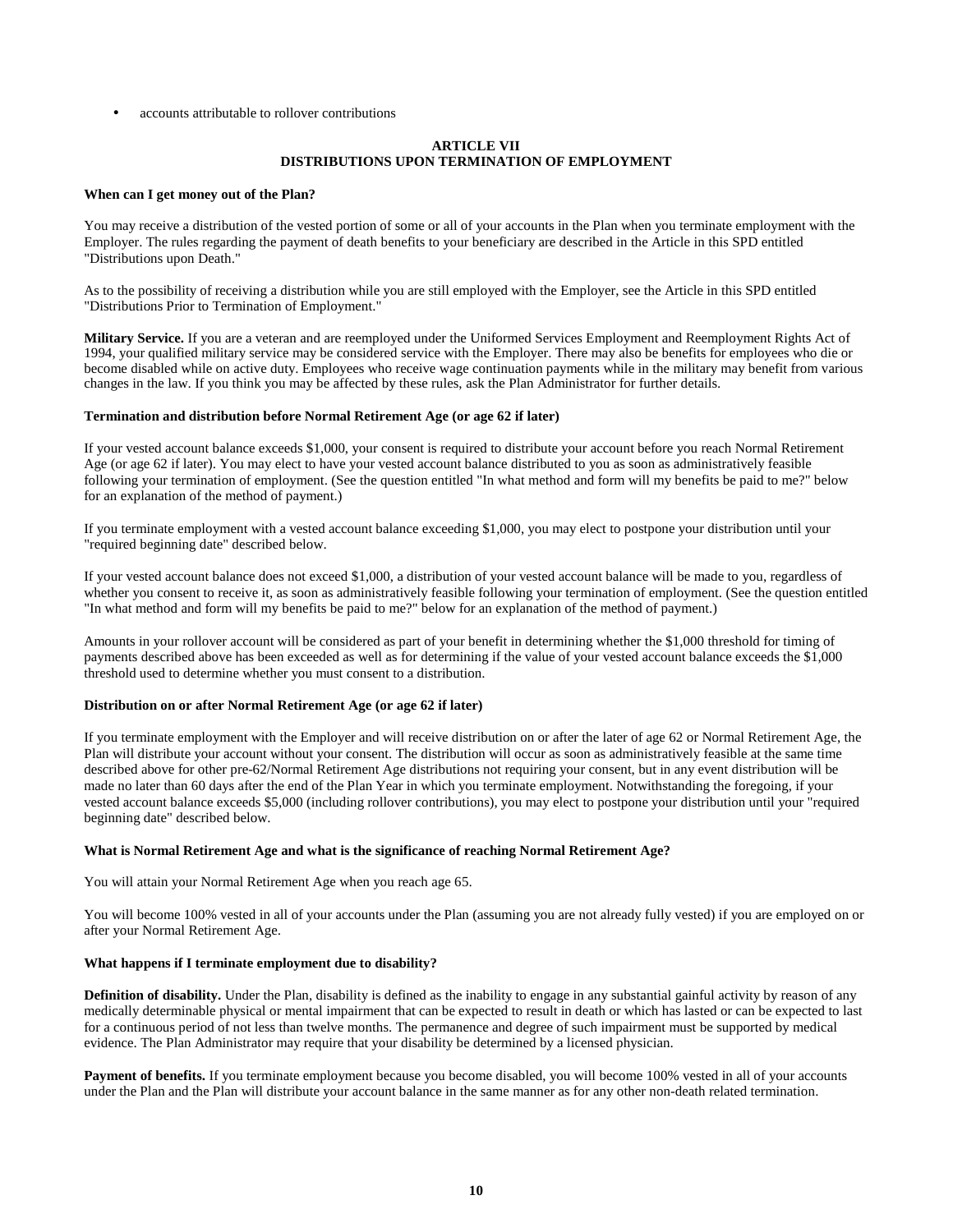- accounts attributable to rollover contributions

## ARTICLE VII
## DISTRIBUTIONS UPON TERMINATION OF EMPLOYMENT

**When can I get money out of the Plan?**

You may receive a distribution of the vested portion of some or all of your accounts in the Plan when you terminate employment with the Employer. The rules regarding the payment of death benefits to your beneficiary are described in the Article in this SPD entitled "Distributions upon Death."

As to the possibility of receiving a distribution while you are still employed with the Employer, see the Article in this SPD entitled "Distributions Prior to Termination of Employment."

**Military Service.** If you are a veteran and are reemployed under the Uniformed Services Employment and Reemployment Rights Act of 1994, your qualified military service may be considered service with the Employer. There may also be benefits for employees who die or become disabled while on active duty. Employees who receive wage continuation payments while in the military may benefit from various changes in the law. If you think you may be affected by these rules, ask the Plan Administrator for further details.

**Termination and distribution before Normal Retirement Age (or age 62 if later)**

If your vested account balance exceeds $1,000, your consent is required to distribute your account before you reach Normal Retirement Age (or age 62 if later). You may elect to have your vested account balance distributed to you as soon as administratively feasible following your termination of employment. (See the question entitled "In what method and form will my benefits be paid to me?" below for an explanation of the method of payment.)

If you terminate employment with a vested account balance exceeding $1,000, you may elect to postpone your distribution until your "required beginning date" described below.

If your vested account balance does not exceed $1,000, a distribution of your vested account balance will be made to you, regardless of whether you consent to receive it, as soon as administratively feasible following your termination of employment. (See the question entitled "In what method and form will my benefits be paid to me?" below for an explanation of the method of payment.)

Amounts in your rollover account will be considered as part of your benefit in determining whether the $1,000 threshold for timing of payments described above has been exceeded as well as for determining if the value of your vested account balance exceeds the $1,000 threshold used to determine whether you must consent to a distribution.

**Distribution on or after Normal Retirement Age (or age 62 if later)**

If you terminate employment with the Employer and will receive distribution on or after the later of age 62 or Normal Retirement Age, the Plan will distribute your account without your consent. The distribution will occur as soon as administratively feasible at the same time described above for other pre-62/Normal Retirement Age distributions not requiring your consent, but in any event distribution will be made no later than 60 days after the end of the Plan Year in which you terminate employment. Notwithstanding the foregoing, if your vested account balance exceeds $5,000 (including rollover contributions), you may elect to postpone your distribution until your "required beginning date" described below.

**What is Normal Retirement Age and what is the significance of reaching Normal Retirement Age?**

You will attain your Normal Retirement Age when you reach age 65.

You will become 100% vested in all of your accounts under the Plan (assuming you are not already fully vested) if you are employed on or after your Normal Retirement Age.

**What happens if I terminate employment due to disability?**

**Definition of disability.** Under the Plan, disability is defined as the inability to engage in any substantial gainful activity by reason of any medically determinable physical or mental impairment that can be expected to result in death or which has lasted or can be expected to last for a continuous period of not less than twelve months. The permanence and degree of such impairment must be supported by medical evidence. The Plan Administrator may require that your disability be determined by a licensed physician.

**Payment of benefits.** If you terminate employment because you become disabled, you will become 100% vested in all of your accounts under the Plan and the Plan will distribute your account balance in the same manner as for any other non-death related termination.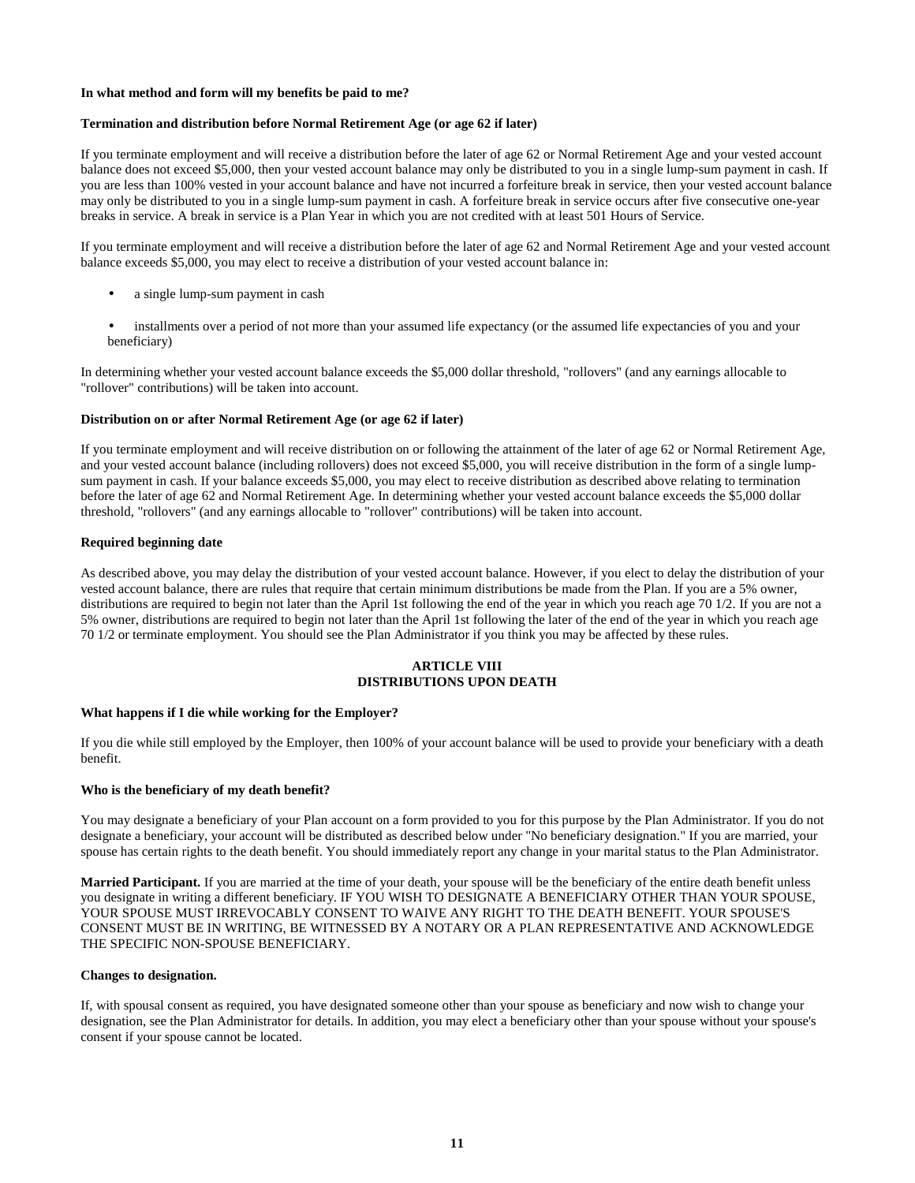**In what method and form will my benefits be paid to me?**

**Termination and distribution before Normal Retirement Age (or age 62 if later)**

If you terminate employment and will receive a distribution before the later of age 62 or Normal Retirement Age and your vested account balance does not exceed $5,000, then your vested account balance may only be distributed to you in a single lump-sum payment in cash. If you are less than 100% vested in your account balance and have not incurred a forfeiture break in service, then your vested account balance may only be distributed to you in a single lump-sum payment in cash. A forfeiture break in service occurs after five consecutive one-year breaks in service. A break in service is a Plan Year in which you are not credited with at least 501 Hours of Service.

If you terminate employment and will receive a distribution before the later of age 62 and Normal Retirement Age and your vested account balance exceeds $5,000, you may elect to receive a distribution of your vested account balance in:

- a single lump-sum payment in cash
- installments over a period of not more than your assumed life expectancy (or the assumed life expectancies of you and your beneficiary)

In determining whether your vested account balance exceeds the $5,000 dollar threshold, "rollovers" (and any earnings allocable to "rollover" contributions) will be taken into account.

**Distribution on or after Normal Retirement Age (or age 62 if later)**

If you terminate employment and will receive distribution on or following the attainment of the later of age 62 or Normal Retirement Age, and your vested account balance (including rollovers) does not exceed $5,000, you will receive distribution in the form of a single lump-sum payment in cash. If your balance exceeds $5,000, you may elect to receive distribution as described above relating to termination before the later of age 62 and Normal Retirement Age. In determining whether your vested account balance exceeds the $5,000 dollar threshold, "rollovers" (and any earnings allocable to "rollover" contributions) will be taken into account.

**Required beginning date**

As described above, you may delay the distribution of your vested account balance. However, if you elect to delay the distribution of your vested account balance, there are rules that require that certain minimum distributions be made from the Plan. If you are a 5% owner, distributions are required to begin not later than the April 1st following the end of the year in which you reach age 70 1/2. If you are not a 5% owner, distributions are required to begin not later than the April 1st following the later of the end of the year in which you reach age 70 1/2 or terminate employment. You should see the Plan Administrator if you think you may be affected by these rules.

## ARTICLE VIII
## DISTRIBUTIONS UPON DEATH

**What happens if I die while working for the Employer?**

If you die while still employed by the Employer, then 100% of your account balance will be used to provide your beneficiary with a death benefit.

**Who is the beneficiary of my death benefit?**

You may designate a beneficiary of your Plan account on a form provided to you for this purpose by the Plan Administrator. If you do not designate a beneficiary, your account will be distributed as described below under "No beneficiary designation." If you are married, your spouse has certain rights to the death benefit. You should immediately report any change in your marital status to the Plan Administrator.

**Married Participant.** If you are married at the time of your death, your spouse will be the beneficiary of the entire death benefit unless you designate in writing a different beneficiary. IF YOU WISH TO DESIGNATE A BENEFICIARY OTHER THAN YOUR SPOUSE, YOUR SPOUSE MUST IRREVOCABLY CONSENT TO WAIVE ANY RIGHT TO THE DEATH BENEFIT. YOUR SPOUSE'S CONSENT MUST BE IN WRITING, BE WITNESSED BY A NOTARY OR A PLAN REPRESENTATIVE AND ACKNOWLEDGE THE SPECIFIC NON-SPOUSE BENEFICIARY.

**Changes to designation.**

If, with spousal consent as required, you have designated someone other than your spouse as beneficiary and now wish to change your designation, see the Plan Administrator for details. In addition, you may elect a beneficiary other than your spouse without your spouse's consent if your spouse cannot be located.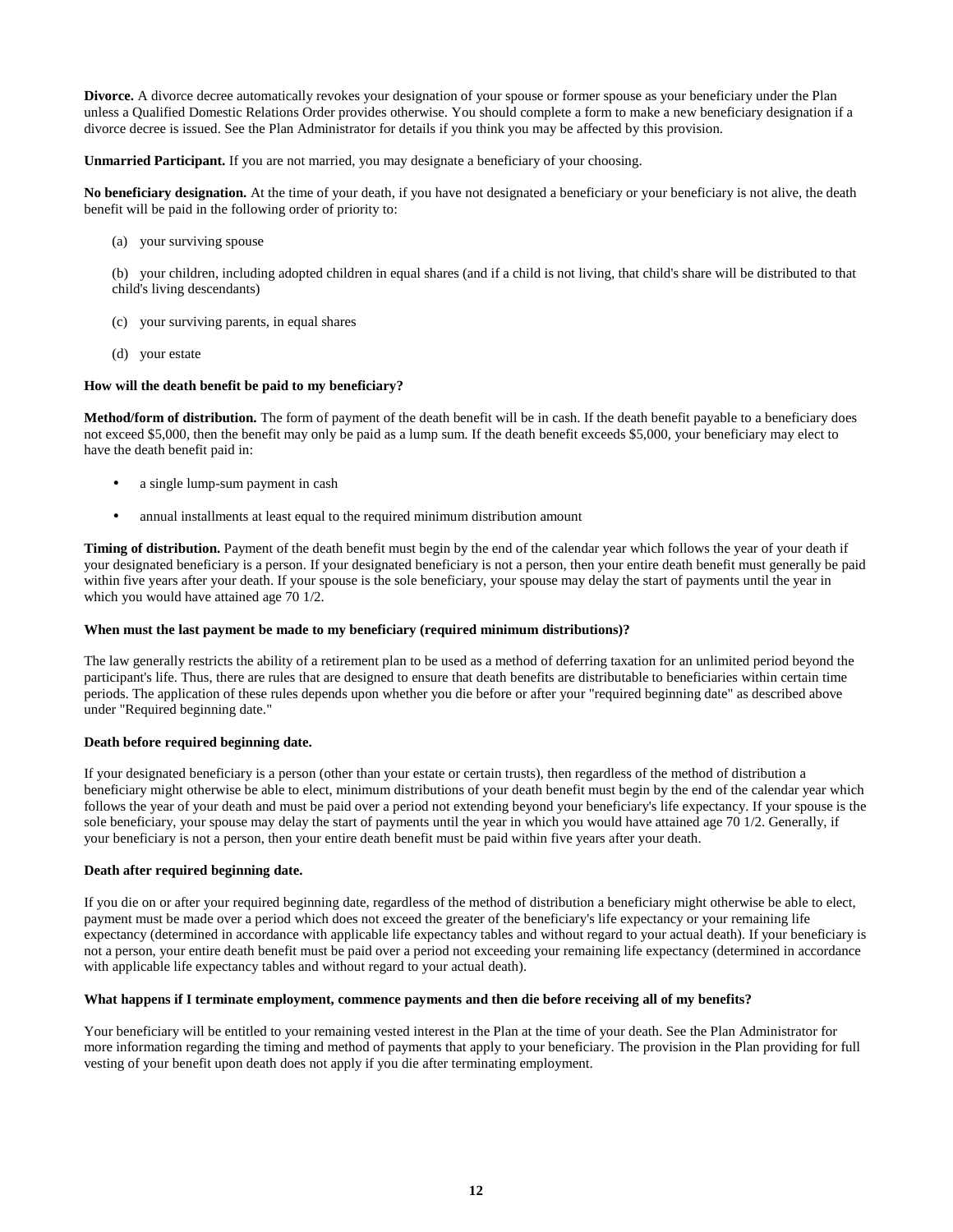**Divorce.** A divorce decree automatically revokes your designation of your spouse or former spouse as your beneficiary under the Plan unless a Qualified Domestic Relations Order provides otherwise. You should complete a form to make a new beneficiary designation if a divorce decree is issued. See the Plan Administrator for details if you think you may be affected by this provision.

**Unmarried Participant.** If you are not married, you may designate a beneficiary of your choosing.

**No beneficiary designation.** At the time of your death, if you have not designated a beneficiary or your beneficiary is not alive, the death benefit will be paid in the following order of priority to:

(a) your surviving spouse

(b) your children, including adopted children in equal shares (and if a child is not living, that child's share will be distributed to that child's living descendants)

(c) your surviving parents, in equal shares

(d) your estate

**How will the death benefit be paid to my beneficiary?**

**Method/form of distribution.** The form of payment of the death benefit will be in cash. If the death benefit payable to a beneficiary does not exceed $5,000, then the benefit may only be paid as a lump sum. If the death benefit exceeds $5,000, your beneficiary may elect to have the death benefit paid in:

- a single lump-sum payment in cash
- annual installments at least equal to the required minimum distribution amount

**Timing of distribution.** Payment of the death benefit must begin by the end of the calendar year which follows the year of your death if your designated beneficiary is a person. If your designated beneficiary is not a person, then your entire death benefit must generally be paid within five years after your death. If your spouse is the sole beneficiary, your spouse may delay the start of payments until the year in which you would have attained age 70 1/2.

**When must the last payment be made to my beneficiary (required minimum distributions)?**

The law generally restricts the ability of a retirement plan to be used as a method of deferring taxation for an unlimited period beyond the participant's life. Thus, there are rules that are designed to ensure that death benefits are distributable to beneficiaries within certain time periods. The application of these rules depends upon whether you die before or after your "required beginning date" as described above under "Required beginning date."

**Death before required beginning date.**

If your designated beneficiary is a person (other than your estate or certain trusts), then regardless of the method of distribution a beneficiary might otherwise be able to elect, minimum distributions of your death benefit must begin by the end of the calendar year which follows the year of your death and must be paid over a period not extending beyond your beneficiary's life expectancy. If your spouse is the sole beneficiary, your spouse may delay the start of payments until the year in which you would have attained age 70 1/2. Generally, if your beneficiary is not a person, then your entire death benefit must be paid within five years after your death.

**Death after required beginning date.**

If you die on or after your required beginning date, regardless of the method of distribution a beneficiary might otherwise be able to elect, payment must be made over a period which does not exceed the greater of the beneficiary's life expectancy or your remaining life expectancy (determined in accordance with applicable life expectancy tables and without regard to your actual death). If your beneficiary is not a person, your entire death benefit must be paid over a period not exceeding your remaining life expectancy (determined in accordance with applicable life expectancy tables and without regard to your actual death).

**What happens if I terminate employment, commence payments and then die before receiving all of my benefits?**

Your beneficiary will be entitled to your remaining vested interest in the Plan at the time of your death. See the Plan Administrator for more information regarding the timing and method of payments that apply to your beneficiary. The provision in the Plan providing for full vesting of your benefit upon death does not apply if you die after terminating employment.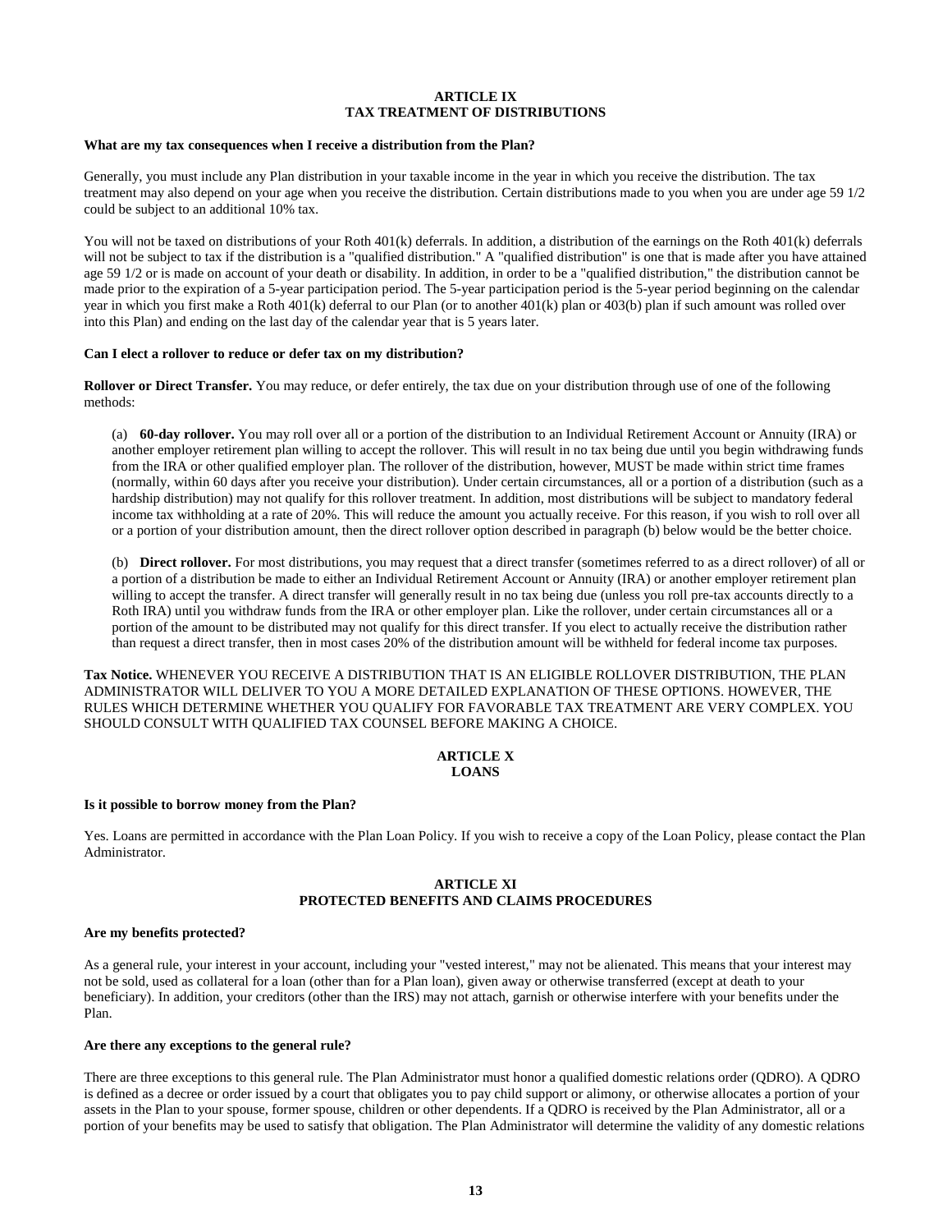## ARTICLE IX
## TAX TREATMENT OF DISTRIBUTIONS

**What are my tax consequences when I receive a distribution from the Plan?**

Generally, you must include any Plan distribution in your taxable income in the year in which you receive the distribution. The tax treatment may also depend on your age when you receive the distribution. Certain distributions made to you when you are under age 59 1/2 could be subject to an additional 10% tax.

You will not be taxed on distributions of your Roth 401(k) deferrals. In addition, a distribution of the earnings on the Roth 401(k) deferrals will not be subject to tax if the distribution is a "qualified distribution." A "qualified distribution" is one that is made after you have attained age 59 1/2 or is made on account of your death or disability. In addition, in order to be a "qualified distribution," the distribution cannot be made prior to the expiration of a 5-year participation period. The 5-year participation period is the 5-year period beginning on the calendar year in which you first make a Roth 401(k) deferral to our Plan (or to another 401(k) plan or 403(b) plan if such amount was rolled over into this Plan) and ending on the last day of the calendar year that is 5 years later.

**Can I elect a rollover to reduce or defer tax on my distribution?**

**Rollover or Direct Transfer.** You may reduce, or defer entirely, the tax due on your distribution through use of one of the following methods:

(a) **60-day rollover.** You may roll over all or a portion of the distribution to an Individual Retirement Account or Annuity (IRA) or another employer retirement plan willing to accept the rollover. This will result in no tax being due until you begin withdrawing funds from the IRA or other qualified employer plan. The rollover of the distribution, however, MUST be made within strict time frames (normally, within 60 days after you receive your distribution). Under certain circumstances, all or a portion of a distribution (such as a hardship distribution) may not qualify for this rollover treatment. In addition, most distributions will be subject to mandatory federal income tax withholding at a rate of 20%. This will reduce the amount you actually receive. For this reason, if you wish to roll over all or a portion of your distribution amount, then the direct rollover option described in paragraph (b) below would be the better choice.

(b) **Direct rollover.** For most distributions, you may request that a direct transfer (sometimes referred to as a direct rollover) of all or a portion of a distribution be made to either an Individual Retirement Account or Annuity (IRA) or another employer retirement plan willing to accept the transfer. A direct transfer will generally result in no tax being due (unless you roll pre-tax accounts directly to a Roth IRA) until you withdraw funds from the IRA or other employer plan. Like the rollover, under certain circumstances all or a portion of the amount to be distributed may not qualify for this direct transfer. If you elect to actually receive the distribution rather than request a direct transfer, then in most cases 20% of the distribution amount will be withheld for federal income tax purposes.

**Tax Notice.** WHENEVER YOU RECEIVE A DISTRIBUTION THAT IS AN ELIGIBLE ROLLOVER DISTRIBUTION, THE PLAN ADMINISTRATOR WILL DELIVER TO YOU A MORE DETAILED EXPLANATION OF THESE OPTIONS. HOWEVER, THE RULES WHICH DETERMINE WHETHER YOU QUALIFY FOR FAVORABLE TAX TREATMENT ARE VERY COMPLEX. YOU SHOULD CONSULT WITH QUALIFIED TAX COUNSEL BEFORE MAKING A CHOICE.

## ARTICLE X
## LOANS

**Is it possible to borrow money from the Plan?**

Yes. Loans are permitted in accordance with the Plan Loan Policy. If you wish to receive a copy of the Loan Policy, please contact the Plan Administrator.

## ARTICLE XI
## PROTECTED BENEFITS AND CLAIMS PROCEDURES

**Are my benefits protected?**

As a general rule, your interest in your account, including your "vested interest," may not be alienated. This means that your interest may not be sold, used as collateral for a loan (other than for a Plan loan), given away or otherwise transferred (except at death to your beneficiary). In addition, your creditors (other than the IRS) may not attach, garnish or otherwise interfere with your benefits under the Plan.

**Are there any exceptions to the general rule?**

There are three exceptions to this general rule. The Plan Administrator must honor a qualified domestic relations order (QDRO). A QDRO is defined as a decree or order issued by a court that obligates you to pay child support or alimony, or otherwise allocates a portion of your assets in the Plan to your spouse, former spouse, children or other dependents. If a QDRO is received by the Plan Administrator, all or a portion of your benefits may be used to satisfy that obligation. The Plan Administrator will determine the validity of any domestic relations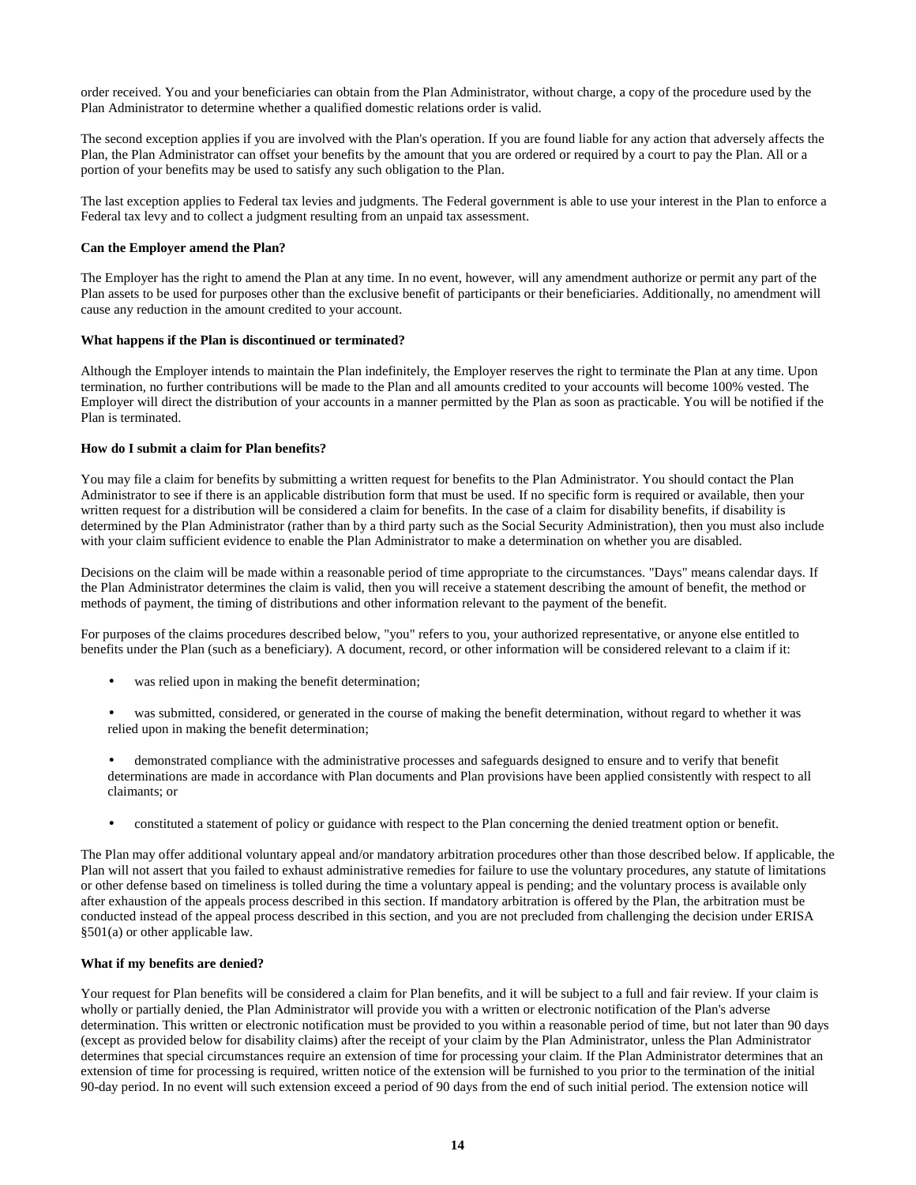order received. You and your beneficiaries can obtain from the Plan Administrator, without charge, a copy of the procedure used by the Plan Administrator to determine whether a qualified domestic relations order is valid.

The second exception applies if you are involved with the Plan's operation. If you are found liable for any action that adversely affects the Plan, the Plan Administrator can offset your benefits by the amount that you are ordered or required by a court to pay the Plan. All or a portion of your benefits may be used to satisfy any such obligation to the Plan.

The last exception applies to Federal tax levies and judgments. The Federal government is able to use your interest in the Plan to enforce a Federal tax levy and to collect a judgment resulting from an unpaid tax assessment.

**Can the Employer amend the Plan?**

The Employer has the right to amend the Plan at any time. In no event, however, will any amendment authorize or permit any part of the Plan assets to be used for purposes other than the exclusive benefit of participants or their beneficiaries. Additionally, no amendment will cause any reduction in the amount credited to your account.

**What happens if the Plan is discontinued or terminated?**

Although the Employer intends to maintain the Plan indefinitely, the Employer reserves the right to terminate the Plan at any time. Upon termination, no further contributions will be made to the Plan and all amounts credited to your accounts will become 100% vested. The Employer will direct the distribution of your accounts in a manner permitted by the Plan as soon as practicable. You will be notified if the Plan is terminated.

**How do I submit a claim for Plan benefits?**

You may file a claim for benefits by submitting a written request for benefits to the Plan Administrator. You should contact the Plan Administrator to see if there is an applicable distribution form that must be used. If no specific form is required or available, then your written request for a distribution will be considered a claim for benefits. In the case of a claim for disability benefits, if disability is determined by the Plan Administrator (rather than by a third party such as the Social Security Administration), then you must also include with your claim sufficient evidence to enable the Plan Administrator to make a determination on whether you are disabled.

Decisions on the claim will be made within a reasonable period of time appropriate to the circumstances. "Days" means calendar days. If the Plan Administrator determines the claim is valid, then you will receive a statement describing the amount of benefit, the method or methods of payment, the timing of distributions and other information relevant to the payment of the benefit.

For purposes of the claims procedures described below, "you" refers to you, your authorized representative, or anyone else entitled to benefits under the Plan (such as a beneficiary). A document, record, or other information will be considered relevant to a claim if it:

- was relied upon in making the benefit determination;
- was submitted, considered, or generated in the course of making the benefit determination, without regard to whether it was relied upon in making the benefit determination;
- demonstrated compliance with the administrative processes and safeguards designed to ensure and to verify that benefit determinations are made in accordance with Plan documents and Plan provisions have been applied consistently with respect to all claimants; or
- constituted a statement of policy or guidance with respect to the Plan concerning the denied treatment option or benefit.

The Plan may offer additional voluntary appeal and/or mandatory arbitration procedures other than those described below. If applicable, the Plan will not assert that you failed to exhaust administrative remedies for failure to use the voluntary procedures, any statute of limitations or other defense based on timeliness is tolled during the time a voluntary appeal is pending; and the voluntary process is available only after exhaustion of the appeals process described in this section. If mandatory arbitration is offered by the Plan, the arbitration must be conducted instead of the appeal process described in this section, and you are not precluded from challenging the decision under ERISA §501(a) or other applicable law.

**What if my benefits are denied?**

Your request for Plan benefits will be considered a claim for Plan benefits, and it will be subject to a full and fair review. If your claim is wholly or partially denied, the Plan Administrator will provide you with a written or electronic notification of the Plan's adverse determination. This written or electronic notification must be provided to you within a reasonable period of time, but not later than 90 days (except as provided below for disability claims) after the receipt of your claim by the Plan Administrator, unless the Plan Administrator determines that special circumstances require an extension of time for processing your claim. If the Plan Administrator determines that an extension of time for processing is required, written notice of the extension will be furnished to you prior to the termination of the initial 90-day period. In no event will such extension exceed a period of 90 days from the end of such initial period. The extension notice will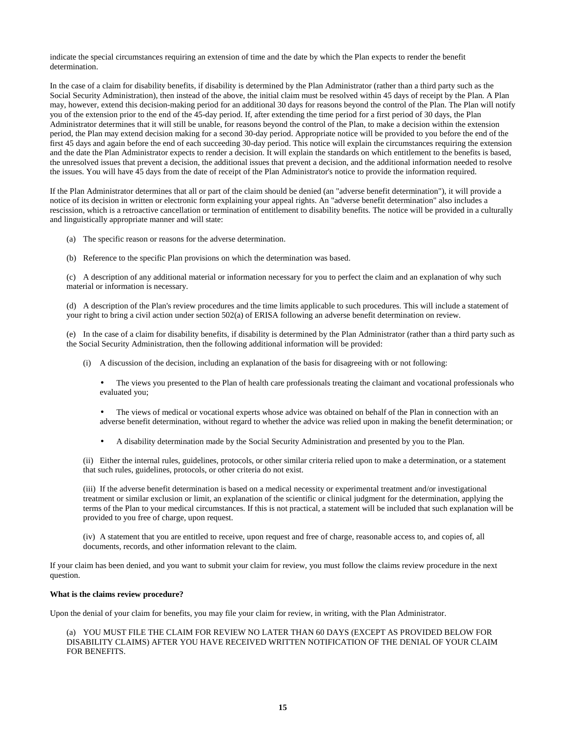indicate the special circumstances requiring an extension of time and the date by which the Plan expects to render the benefit determination.

In the case of a claim for disability benefits, if disability is determined by the Plan Administrator (rather than a third party such as the Social Security Administration), then instead of the above, the initial claim must be resolved within 45 days of receipt by the Plan. A Plan may, however, extend this decision-making period for an additional 30 days for reasons beyond the control of the Plan. The Plan will notify you of the extension prior to the end of the 45-day period. If, after extending the time period for a first period of 30 days, the Plan Administrator determines that it will still be unable, for reasons beyond the control of the Plan, to make a decision within the extension period, the Plan may extend decision making for a second 30-day period. Appropriate notice will be provided to you before the end of the first 45 days and again before the end of each succeeding 30-day period. This notice will explain the circumstances requiring the extension and the date the Plan Administrator expects to render a decision. It will explain the standards on which entitlement to the benefits is based, the unresolved issues that prevent a decision, the additional issues that prevent a decision, and the additional information needed to resolve the issues. You will have 45 days from the date of receipt of the Plan Administrator's notice to provide the information required.

If the Plan Administrator determines that all or part of the claim should be denied (an "adverse benefit determination"), it will provide a notice of its decision in written or electronic form explaining your appeal rights. An "adverse benefit determination" also includes a rescission, which is a retroactive cancellation or termination of entitlement to disability benefits. The notice will be provided in a culturally and linguistically appropriate manner and will state:

(a) The specific reason or reasons for the adverse determination.

(b) Reference to the specific Plan provisions on which the determination was based.

(c) A description of any additional material or information necessary for you to perfect the claim and an explanation of why such material or information is necessary.

(d) A description of the Plan's review procedures and the time limits applicable to such procedures. This will include a statement of your right to bring a civil action under section 502(a) of ERISA following an adverse benefit determination on review.

(e) In the case of a claim for disability benefits, if disability is determined by the Plan Administrator (rather than a third party such as the Social Security Administration, then the following additional information will be provided:

(i) A discussion of the decision, including an explanation of the basis for disagreeing with or not following:

- The views you presented to the Plan of health care professionals treating the claimant and vocational professionals who evaluated you;
- The views of medical or vocational experts whose advice was obtained on behalf of the Plan in connection with an adverse benefit determination, without regard to whether the advice was relied upon in making the benefit determination; or
- A disability determination made by the Social Security Administration and presented by you to the Plan.

(ii) Either the internal rules, guidelines, protocols, or other similar criteria relied upon to make a determination, or a statement that such rules, guidelines, protocols, or other criteria do not exist.

(iii) If the adverse benefit determination is based on a medical necessity or experimental treatment and/or investigational treatment or similar exclusion or limit, an explanation of the scientific or clinical judgment for the determination, applying the terms of the Plan to your medical circumstances. If this is not practical, a statement will be included that such explanation will be provided to you free of charge, upon request.

(iv) A statement that you are entitled to receive, upon request and free of charge, reasonable access to, and copies of, all documents, records, and other information relevant to the claim.

If your claim has been denied, and you want to submit your claim for review, you must follow the claims review procedure in the next question.

**What is the claims review procedure?**

Upon the denial of your claim for benefits, you may file your claim for review, in writing, with the Plan Administrator.

(a) YOU MUST FILE THE CLAIM FOR REVIEW NO LATER THAN 60 DAYS (EXCEPT AS PROVIDED BELOW FOR DISABILITY CLAIMS) AFTER YOU HAVE RECEIVED WRITTEN NOTIFICATION OF THE DENIAL OF YOUR CLAIM FOR BENEFITS.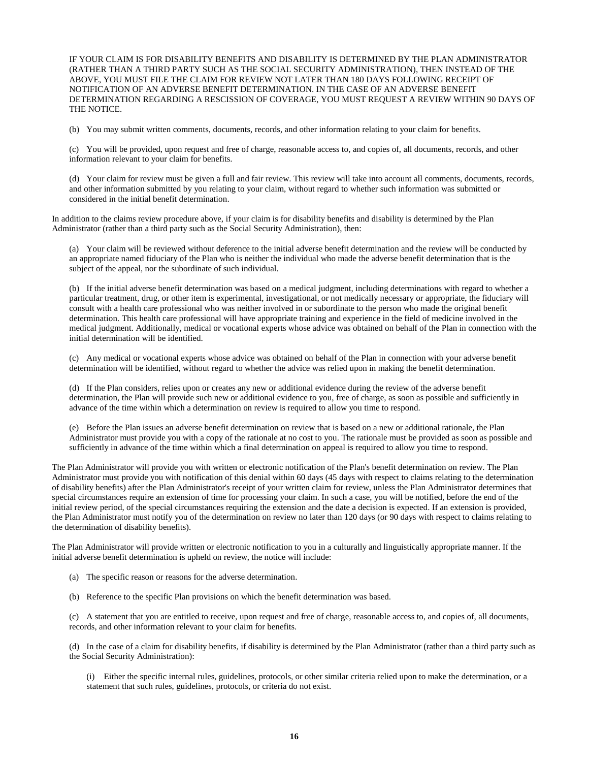IF YOUR CLAIM IS FOR DISABILITY BENEFITS AND DISABILITY IS DETERMINED BY THE PLAN ADMINISTRATOR (RATHER THAN A THIRD PARTY SUCH AS THE SOCIAL SECURITY ADMINISTRATION), THEN INSTEAD OF THE ABOVE, YOU MUST FILE THE CLAIM FOR REVIEW NOT LATER THAN 180 DAYS FOLLOWING RECEIPT OF NOTIFICATION OF AN ADVERSE BENEFIT DETERMINATION. IN THE CASE OF AN ADVERSE BENEFIT DETERMINATION REGARDING A RESCISSION OF COVERAGE, YOU MUST REQUEST A REVIEW WITHIN 90 DAYS OF THE NOTICE.

(b) You may submit written comments, documents, records, and other information relating to your claim for benefits.

(c) You will be provided, upon request and free of charge, reasonable access to, and copies of, all documents, records, and other information relevant to your claim for benefits.

(d) Your claim for review must be given a full and fair review. This review will take into account all comments, documents, records, and other information submitted by you relating to your claim, without regard to whether such information was submitted or considered in the initial benefit determination.

In addition to the claims review procedure above, if your claim is for disability benefits and disability is determined by the Plan Administrator (rather than a third party such as the Social Security Administration), then:

(a) Your claim will be reviewed without deference to the initial adverse benefit determination and the review will be conducted by an appropriate named fiduciary of the Plan who is neither the individual who made the adverse benefit determination that is the subject of the appeal, nor the subordinate of such individual.

(b) If the initial adverse benefit determination was based on a medical judgment, including determinations with regard to whether a particular treatment, drug, or other item is experimental, investigational, or not medically necessary or appropriate, the fiduciary will consult with a health care professional who was neither involved in or subordinate to the person who made the original benefit determination. This health care professional will have appropriate training and experience in the field of medicine involved in the medical judgment. Additionally, medical or vocational experts whose advice was obtained on behalf of the Plan in connection with the initial determination will be identified.

(c) Any medical or vocational experts whose advice was obtained on behalf of the Plan in connection with your adverse benefit determination will be identified, without regard to whether the advice was relied upon in making the benefit determination.

(d) If the Plan considers, relies upon or creates any new or additional evidence during the review of the adverse benefit determination, the Plan will provide such new or additional evidence to you, free of charge, as soon as possible and sufficiently in advance of the time within which a determination on review is required to allow you time to respond.

(e) Before the Plan issues an adverse benefit determination on review that is based on a new or additional rationale, the Plan Administrator must provide you with a copy of the rationale at no cost to you. The rationale must be provided as soon as possible and sufficiently in advance of the time within which a final determination on appeal is required to allow you time to respond.

The Plan Administrator will provide you with written or electronic notification of the Plan's benefit determination on review. The Plan Administrator must provide you with notification of this denial within 60 days (45 days with respect to claims relating to the determination of disability benefits) after the Plan Administrator's receipt of your written claim for review, unless the Plan Administrator determines that special circumstances require an extension of time for processing your claim. In such a case, you will be notified, before the end of the initial review period, of the special circumstances requiring the extension and the date a decision is expected. If an extension is provided, the Plan Administrator must notify you of the determination on review no later than 120 days (or 90 days with respect to claims relating to the determination of disability benefits).

The Plan Administrator will provide written or electronic notification to you in a culturally and linguistically appropriate manner. If the initial adverse benefit determination is upheld on review, the notice will include:

(a) The specific reason or reasons for the adverse determination.

(b) Reference to the specific Plan provisions on which the benefit determination was based.

(c) A statement that you are entitled to receive, upon request and free of charge, reasonable access to, and copies of, all documents, records, and other information relevant to your claim for benefits.

(d) In the case of a claim for disability benefits, if disability is determined by the Plan Administrator (rather than a third party such as the Social Security Administration):

(i) Either the specific internal rules, guidelines, protocols, or other similar criteria relied upon to make the determination, or a statement that such rules, guidelines, protocols, or criteria do not exist.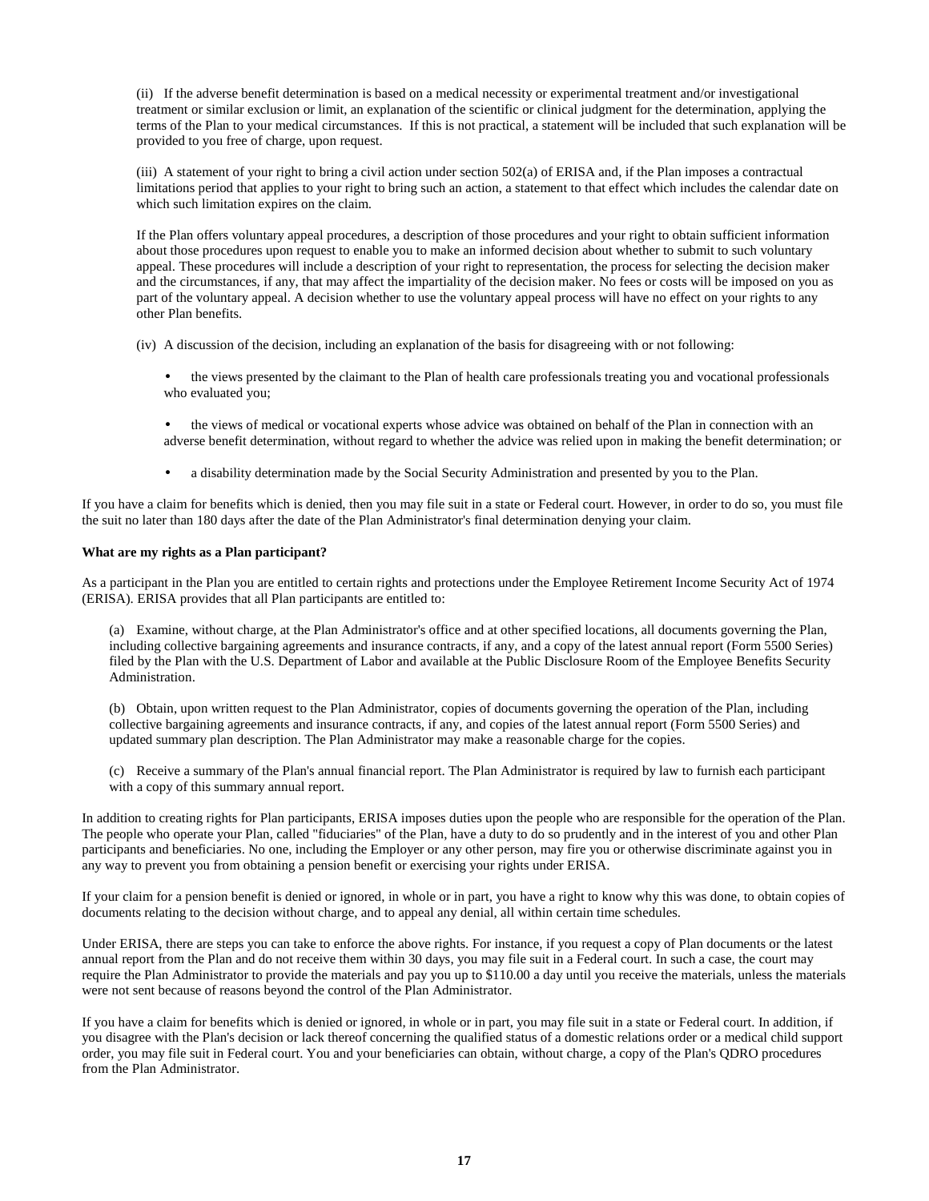(ii) If the adverse benefit determination is based on a medical necessity or experimental treatment and/or investigational treatment or similar exclusion or limit, an explanation of the scientific or clinical judgment for the determination, applying the terms of the Plan to your medical circumstances. If this is not practical, a statement will be included that such explanation will be provided to you free of charge, upon request.

(iii) A statement of your right to bring a civil action under section 502(a) of ERISA and, if the Plan imposes a contractual limitations period that applies to your right to bring such an action, a statement to that effect which includes the calendar date on which such limitation expires on the claim.

If the Plan offers voluntary appeal procedures, a description of those procedures and your right to obtain sufficient information about those procedures upon request to enable you to make an informed decision about whether to submit to such voluntary appeal. These procedures will include a description of your right to representation, the process for selecting the decision maker and the circumstances, if any, that may affect the impartiality of the decision maker. No fees or costs will be imposed on you as part of the voluntary appeal. A decision whether to use the voluntary appeal process will have no effect on your rights to any other Plan benefits.

(iv) A discussion of the decision, including an explanation of the basis for disagreeing with or not following:

- the views presented by the claimant to the Plan of health care professionals treating you and vocational professionals who evaluated you;
- the views of medical or vocational experts whose advice was obtained on behalf of the Plan in connection with an adverse benefit determination, without regard to whether the advice was relied upon in making the benefit determination; or
- a disability determination made by the Social Security Administration and presented by you to the Plan.

If you have a claim for benefits which is denied, then you may file suit in a state or Federal court. However, in order to do so, you must file the suit no later than 180 days after the date of the Plan Administrator's final determination denying your claim.

**What are my rights as a Plan participant?**

As a participant in the Plan you are entitled to certain rights and protections under the Employee Retirement Income Security Act of 1974 (ERISA). ERISA provides that all Plan participants are entitled to:

(a) Examine, without charge, at the Plan Administrator's office and at other specified locations, all documents governing the Plan, including collective bargaining agreements and insurance contracts, if any, and a copy of the latest annual report (Form 5500 Series) filed by the Plan with the U.S. Department of Labor and available at the Public Disclosure Room of the Employee Benefits Security Administration.

(b) Obtain, upon written request to the Plan Administrator, copies of documents governing the operation of the Plan, including collective bargaining agreements and insurance contracts, if any, and copies of the latest annual report (Form 5500 Series) and updated summary plan description. The Plan Administrator may make a reasonable charge for the copies.

(c) Receive a summary of the Plan's annual financial report. The Plan Administrator is required by law to furnish each participant with a copy of this summary annual report.

In addition to creating rights for Plan participants, ERISA imposes duties upon the people who are responsible for the operation of the Plan. The people who operate your Plan, called "fiduciaries" of the Plan, have a duty to do so prudently and in the interest of you and other Plan participants and beneficiaries. No one, including the Employer or any other person, may fire you or otherwise discriminate against you in any way to prevent you from obtaining a pension benefit or exercising your rights under ERISA.

If your claim for a pension benefit is denied or ignored, in whole or in part, you have a right to know why this was done, to obtain copies of documents relating to the decision without charge, and to appeal any denial, all within certain time schedules.

Under ERISA, there are steps you can take to enforce the above rights. For instance, if you request a copy of Plan documents or the latest annual report from the Plan and do not receive them within 30 days, you may file suit in a Federal court. In such a case, the court may require the Plan Administrator to provide the materials and pay you up to $110.00 a day until you receive the materials, unless the materials were not sent because of reasons beyond the control of the Plan Administrator.

If you have a claim for benefits which is denied or ignored, in whole or in part, you may file suit in a state or Federal court. In addition, if you disagree with the Plan's decision or lack thereof concerning the qualified status of a domestic relations order or a medical child support order, you may file suit in Federal court. You and your beneficiaries can obtain, without charge, a copy of the Plan's QDRO procedures from the Plan Administrator.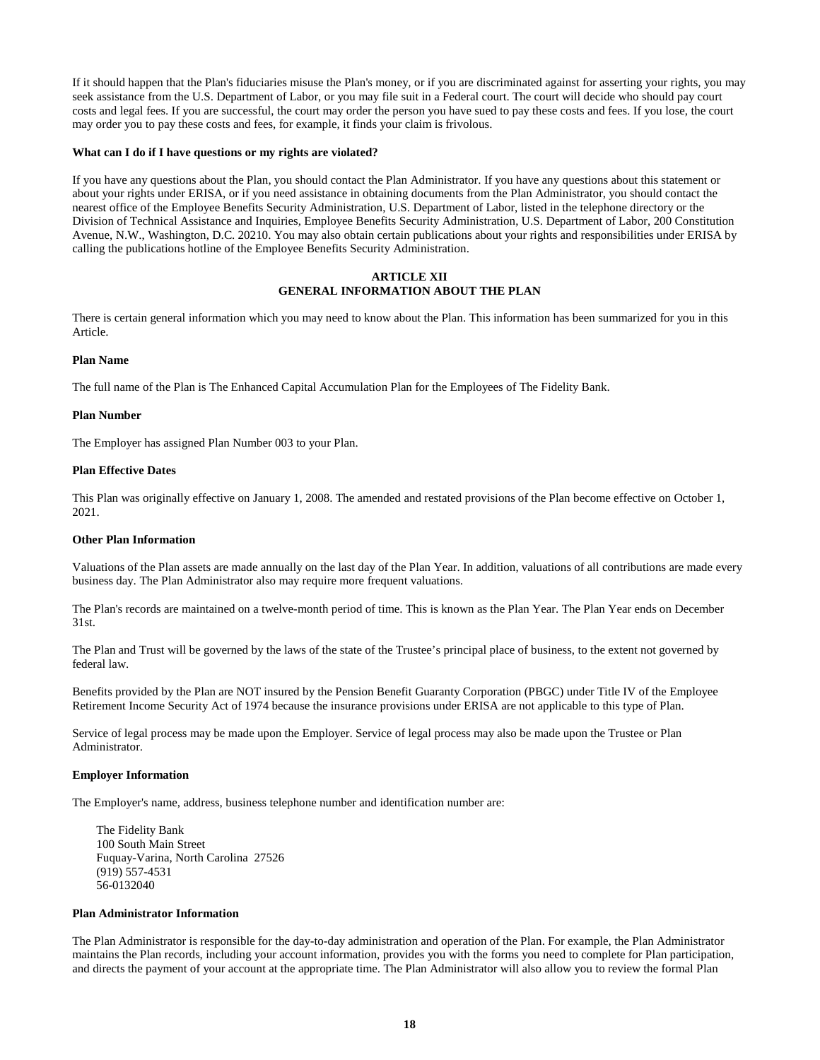If it should happen that the Plan's fiduciaries misuse the Plan's money, or if you are discriminated against for asserting your rights, you may seek assistance from the U.S. Department of Labor, or you may file suit in a Federal court. The court will decide who should pay court costs and legal fees. If you are successful, the court may order the person you have sued to pay these costs and fees. If you lose, the court may order you to pay these costs and fees, for example, it finds your claim is frivolous.

**What can I do if I have questions or my rights are violated?**

If you have any questions about the Plan, you should contact the Plan Administrator. If you have any questions about this statement or about your rights under ERISA, or if you need assistance in obtaining documents from the Plan Administrator, you should contact the nearest office of the Employee Benefits Security Administration, U.S. Department of Labor, listed in the telephone directory or the Division of Technical Assistance and Inquiries, Employee Benefits Security Administration, U.S. Department of Labor, 200 Constitution Avenue, N.W., Washington, D.C. 20210. You may also obtain certain publications about your rights and responsibilities under ERISA by calling the publications hotline of the Employee Benefits Security Administration.

## ARTICLE XII
## GENERAL INFORMATION ABOUT THE PLAN

There is certain general information which you may need to know about the Plan. This information has been summarized for you in this Article.

**Plan Name**

The full name of the Plan is The Enhanced Capital Accumulation Plan for the Employees of The Fidelity Bank.

**Plan Number**

The Employer has assigned Plan Number 003 to your Plan.

**Plan Effective Dates**

This Plan was originally effective on January 1, 2008. The amended and restated provisions of the Plan become effective on October 1, 2021.

**Other Plan Information**

Valuations of the Plan assets are made annually on the last day of the Plan Year. In addition, valuations of all contributions are made every business day. The Plan Administrator also may require more frequent valuations.

The Plan's records are maintained on a twelve-month period of time. This is known as the Plan Year. The Plan Year ends on December 31st.

The Plan and Trust will be governed by the laws of the state of the Trustee's principal place of business, to the extent not governed by federal law.

Benefits provided by the Plan are NOT insured by the Pension Benefit Guaranty Corporation (PBGC) under Title IV of the Employee Retirement Income Security Act of 1974 because the insurance provisions under ERISA are not applicable to this type of Plan.

Service of legal process may be made upon the Employer. Service of legal process may also be made upon the Trustee or Plan Administrator.

**Employer Information**

The Employer's name, address, business telephone number and identification number are:

The Fidelity Bank
100 South Main Street
Fuquay-Varina, North Carolina 27526
(919) 557-4531
56-0132040

**Plan Administrator Information**

The Plan Administrator is responsible for the day-to-day administration and operation of the Plan. For example, the Plan Administrator maintains the Plan records, including your account information, provides you with the forms you need to complete for Plan participation, and directs the payment of your account at the appropriate time. The Plan Administrator will also allow you to review the formal Plan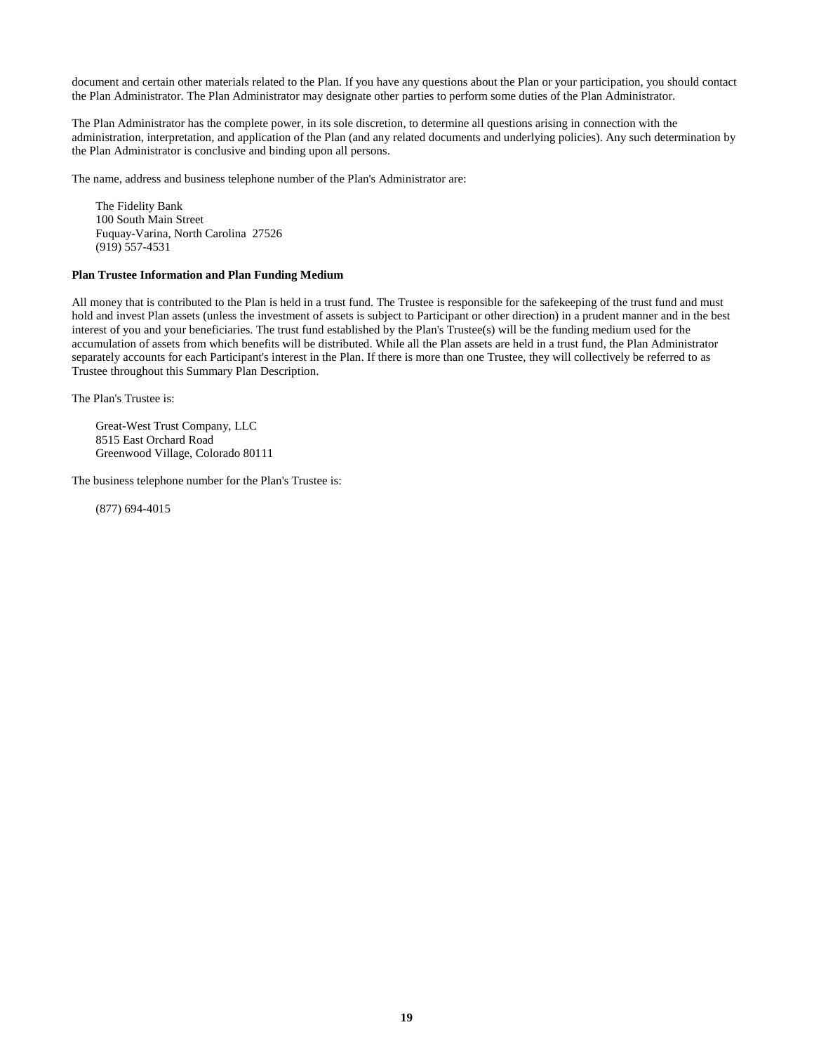document and certain other materials related to the Plan. If you have any questions about the Plan or your participation, you should contact the Plan Administrator. The Plan Administrator may designate other parties to perform some duties of the Plan Administrator.

The Plan Administrator has the complete power, in its sole discretion, to determine all questions arising in connection with the administration, interpretation, and application of the Plan (and any related documents and underlying policies). Any such determination by the Plan Administrator is conclusive and binding upon all persons.

The name, address and business telephone number of the Plan's Administrator are:

The Fidelity Bank
100 South Main Street
Fuquay-Varina, North Carolina 27526
(919) 557-4531

**Plan Trustee Information and Plan Funding Medium**

All money that is contributed to the Plan is held in a trust fund. The Trustee is responsible for the safekeeping of the trust fund and must hold and invest Plan assets (unless the investment of assets is subject to Participant or other direction) in a prudent manner and in the best interest of you and your beneficiaries. The trust fund established by the Plan's Trustee(s) will be the funding medium used for the accumulation of assets from which benefits will be distributed. While all the Plan assets are held in a trust fund, the Plan Administrator separately accounts for each Participant's interest in the Plan. If there is more than one Trustee, they will collectively be referred to as Trustee throughout this Summary Plan Description.

The Plan's Trustee is:

Great-West Trust Company, LLC
8515 East Orchard Road
Greenwood Village, Colorado 80111

The business telephone number for the Plan's Trustee is:

(877) 694-4015